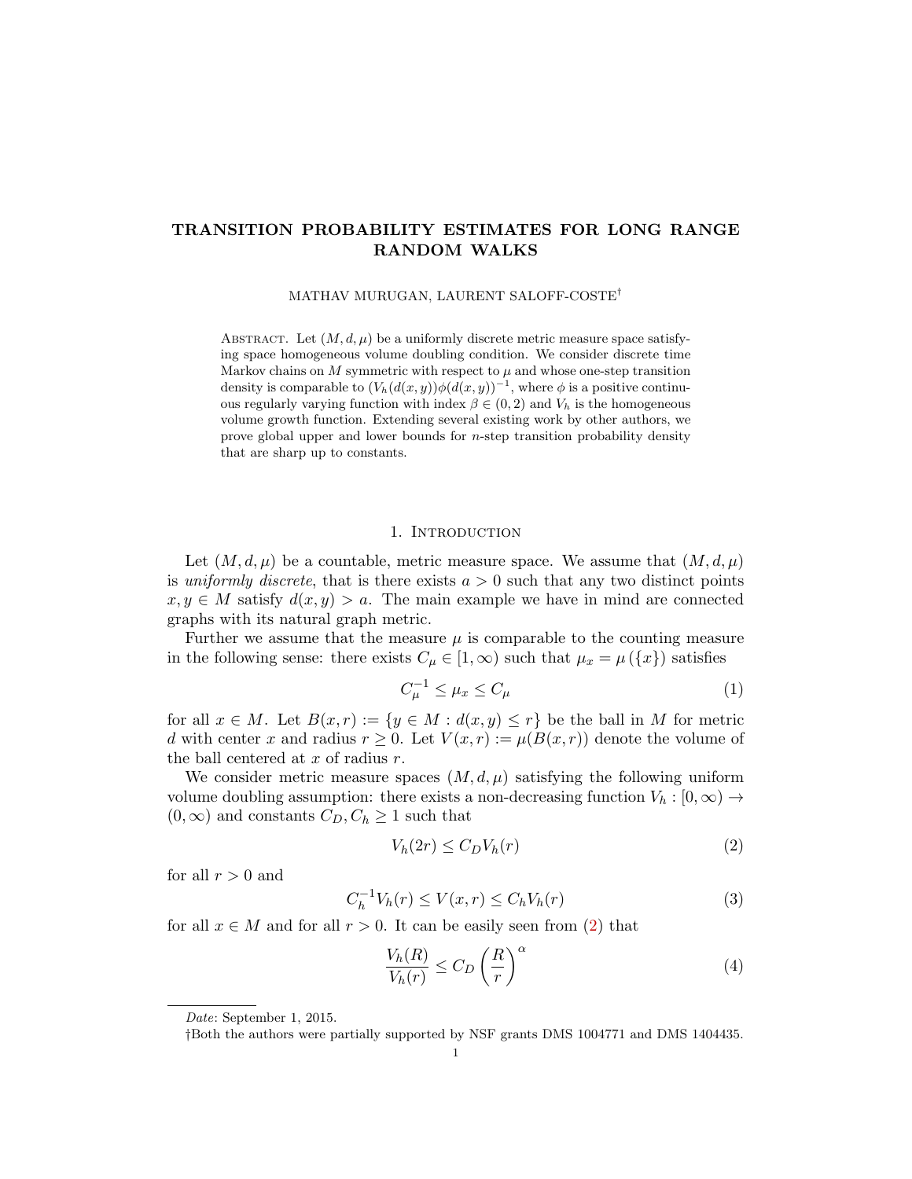# TRANSITION PROBABILITY ESTIMATES FOR LONG RANGE RANDOM WALKS

MATHAV MURUGAN, LAURENT SALOFF-COSTE†

ABSTRACT. Let $(M, d, \mu)$ be a uniformly discrete metric measure space satisfying space homogeneous volume doubling condition. We consider discrete time Markov chains on $M$ symmetric with respect to $\mu$ and whose one-step transition density is comparable to $(V_h(d(x,y))\phi(d(x,y))^{-1}$, where $\phi$ is a positive continuous regularly varying function with index $\beta \in (0,2)$ and $V_h$ is the homogeneous volume growth function. Extending several existing work by other authors, we prove global upper and lower bounds for $n$-step transition probability density that are sharp up to constants.

## 1. Introduction

Let $(M, d, \mu)$ be a countable, metric measure space. We assume that $(M, d, \mu)$ is *uniformly discrete*, that is there exists $a > 0$ such that any two distinct points $x, y \in M$ satisfy $d(x, y) > a$. The main example we have in mind are connected graphs with its natural graph metric.

Further we assume that the measure $\mu$ is comparable to the counting measure in the following sense: there exists $C_\mu \in [1, \infty)$ such that $\mu_x = \mu(\{x\})$ satisfies

$$C_\mu^{-1} \leq \mu_x \leq C_\mu \tag{1}$$

for all $x \in M$. Let $B(x, r) := \{y \in M : d(x, y) \leq r\}$ be the ball in $M$ for metric $d$ with center $x$ and radius $r \geq 0$. Let $V(x, r) := \mu(B(x, r))$ denote the volume of the ball centered at $x$ of radius $r$.

We consider metric measure spaces $(M, d, \mu)$ satisfying the following uniform volume doubling assumption: there exists a non-decreasing function $V_h : [0, \infty) \to (0, \infty)$ and constants $C_D, C_h \geq 1$ such that

$$V_h(2r) \leq C_D V_h(r) \tag{2}$$

for all $r > 0$ and

$$C_h^{-1} V_h(r) \leq V(x, r) \leq C_h V_h(r) \tag{3}$$

for all $x \in M$ and for all $r > 0$. It can be easily seen from (2) that

$$\frac{V_h(R)}{V_h(r)} \leq C_D \left(\frac{R}{r}\right)^\alpha \tag{4}$$

*Date*: September 1, 2015.

†Both the authors were partially supported by NSF grants DMS 1004771 and DMS 1404435.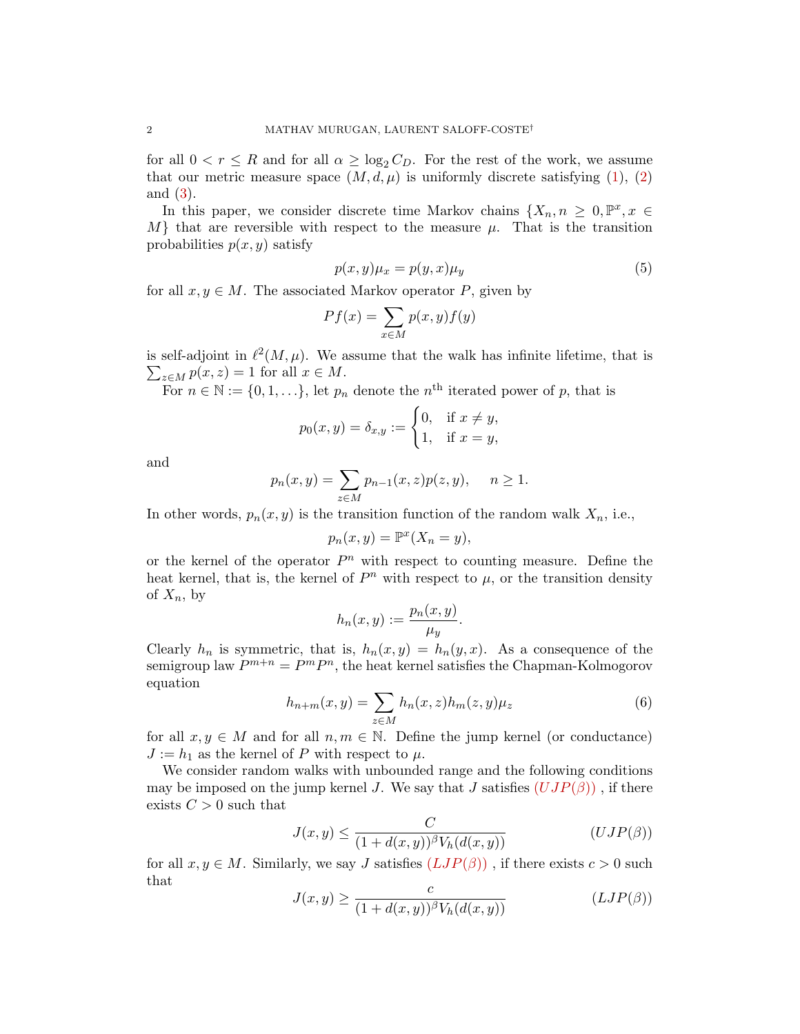for all $0 < r \le R$ and for all $\alpha \ge \log_2 C_D$. For the rest of the work, we assume that our metric measure space $(M, d, \mu)$ is uniformly discrete satisfying (1), (2) and (3).

In this paper, we consider discrete time Markov chains $\{X_n, n \ge 0, \mathbb{P}^x, x \in M\}$ that are reversible with respect to the measure $\mu$. That is the transition probabilities $p(x,y)$ satisfy

$$p(x,y)\mu_x = p(y,x)\mu_y \tag{5}$$

for all $x, y \in M$. The associated Markov operator $P$, given by

$$Pf(x) = \sum_{x \in M} p(x,y) f(y)$$

is self-adjoint in $\ell^2(M, \mu)$. We assume that the walk has infinite lifetime, that is $\sum_{z \in M} p(x,z) = 1$ for all $x \in M$.

For $n \in \mathbb{N} := \{0, 1, \ldots\}$, let $p_n$ denote the $n^{\text{th}}$ iterated power of $p$, that is

$$p_0(x,y) = \delta_{x,y} := \begin{cases} 0, & \text{if } x \neq y, \\ 1, & \text{if } x = y, \end{cases}$$

and

$$p_n(x,y) = \sum_{z \in M} p_{n-1}(x,z) p(z,y), \qquad n \ge 1.$$

In other words, $p_n(x,y)$ is the transition function of the random walk $X_n$, i.e.,

$$p_n(x,y) = \mathbb{P}^x(X_n = y),$$

or the kernel of the operator $P^n$ with respect to counting measure. Define the heat kernel, that is, the kernel of $P^n$ with respect to $\mu$, or the transition density of $X_n$, by

$$h_n(x,y) := \frac{p_n(x,y)}{\mu_y}.$$

Clearly $h_n$ is symmetric, that is, $h_n(x,y) = h_n(y,x)$. As a consequence of the semigroup law $P^{m+n} = P^m P^n$, the heat kernel satisfies the Chapman-Kolmogorov equation

$$h_{n+m}(x,y) = \sum_{z \in M} h_n(x,z) h_m(z,y) \mu_z \tag{6}$$

for all $x, y \in M$ and for all $n, m \in \mathbb{N}$. Define the jump kernel (or conductance) $J := h_1$ as the kernel of $P$ with respect to $\mu$.

We consider random walks with unbounded range and the following conditions may be imposed on the jump kernel $J$. We say that $J$ satisfies $(UJP(\beta))$, if there exists $C > 0$ such that

$$J(x,y) \le \frac{C}{(1 + d(x,y))^\beta V_h(d(x,y))} \tag{$UJP(\beta)$}$$

for all $x, y \in M$. Similarly, we say $J$ satisfies $(LJP(\beta))$, if there exists $c > 0$ such that

$$J(x,y) \ge \frac{c}{(1 + d(x,y))^\beta V_h(d(x,y))} \tag{$LJP(\beta)$}$$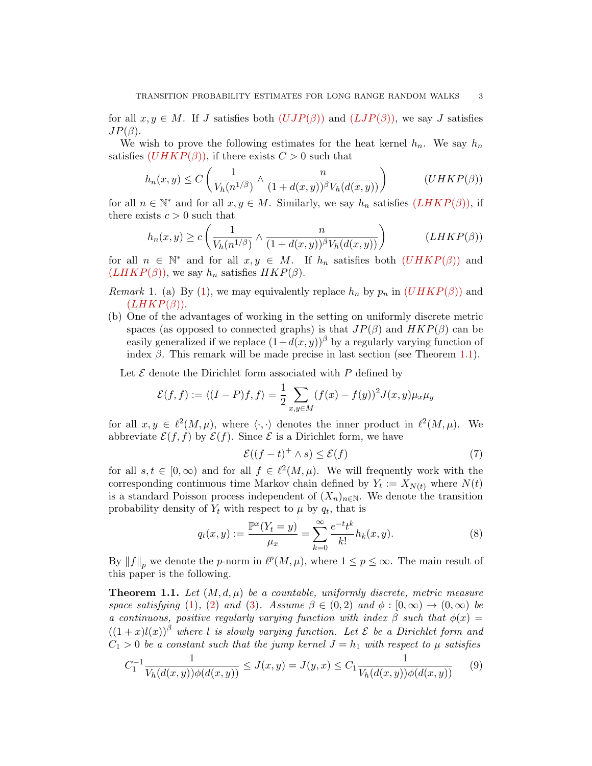for all $x, y \in M$. If $J$ satisfies both $(UJP(\beta))$ and $(LJP(\beta))$, we say $J$ satisfies $JP(\beta)$.

We wish to prove the following estimates for the heat kernel $h_n$. We say $h_n$ satisfies $(UHKP(\beta))$, if there exists $C > 0$ such that

$$h_n(x,y) \le C \left( \frac{1}{V_h(n^{1/\beta})} \wedge \frac{n}{(1+d(x,y))^\beta V_h(d(x,y))} \right) \qquad (UHKP(\beta))$$

for all $n \in \mathbb{N}^*$ and for all $x, y \in M$. Similarly, we say $h_n$ satisfies $(LHKP(\beta))$, if there exists $c > 0$ such that

$$h_n(x,y) \ge c \left( \frac{1}{V_h(n^{1/\beta})} \wedge \frac{n}{(1+d(x,y))^\beta V_h(d(x,y))} \right) \qquad (LHKP(\beta))$$

for all $n \in \mathbb{N}^*$ and for all $x, y \in M$. If $h_n$ satisfies both $(UHKP(\beta))$ and $(LHKP(\beta))$, we say $h_n$ satisfies $HKP(\beta)$.

*Remark* 1. (a) By (1), we may equivalently replace $h_n$ by $p_n$ in $(UHKP(\beta))$ and $(LHKP(\beta))$.

(b) One of the advantages of working in the setting on uniformly discrete metric spaces (as opposed to connected graphs) is that $JP(\beta)$ and $HKP(\beta)$ can be easily generalized if we replace $(1+d(x,y))^\beta$ by a regularly varying function of index $\beta$. This remark will be made precise in last section (see Theorem 1.1).

Let $\mathcal{E}$ denote the Dirichlet form associated with $P$ defined by

$$\mathcal{E}(f,f) := \langle (I-P)f, f \rangle = \frac{1}{2} \sum_{x,y \in M} (f(x) - f(y))^2 J(x,y) \mu_x \mu_y$$

for all $x, y \in \ell^2(M, \mu)$, where $\langle \cdot, \cdot \rangle$ denotes the inner product in $\ell^2(M, \mu)$. We abbreviate $\mathcal{E}(f,f)$ by $\mathcal{E}(f)$. Since $\mathcal{E}$ is a Dirichlet form, we have

$$\mathcal{E}((f-t)^+ \wedge s) \le \mathcal{E}(f) \qquad (7)$$

for all $s, t \in [0, \infty)$ and for all $f \in \ell^2(M, \mu)$. We will frequently work with the corresponding continuous time Markov chain defined by $Y_t := X_{N(t)}$ where $N(t)$ is a standard Poisson process independent of $(X_n)_{n \in \mathbb{N}}$. We denote the transition probability density of $Y_t$ with respect to $\mu$ by $q_t$, that is

$$q_t(x,y) := \frac{\mathbb{P}^x(Y_t = y)}{\mu_x} = \sum_{k=0}^{\infty} \frac{e^{-t} t^k}{k!} h_k(x,y). \qquad (8)$$

By $\|f\|_p$ we denote the $p$-norm in $\ell^p(M, \mu)$, where $1 \le p \le \infty$. The main result of this paper is the following.

**Theorem 1.1.** *Let $(M, d, \mu)$ be a countable, uniformly discrete, metric measure space satisfying (1), (2) and (3). Assume $\beta \in (0, 2)$ and $\phi : [0, \infty) \to (0, \infty)$ be a continuous, positive regularly varying function with index $\beta$ such that $\phi(x) = ((1+x)l(x))^\beta$ where $l$ is slowly varying function. Let $\mathcal{E}$ be a Dirichlet form and $C_1 > 0$ be a constant such that the jump kernel $J = h_1$ with respect to $\mu$ satisfies*

$$C_1^{-1} \frac{1}{V_h(d(x,y))\phi(d(x,y))} \le J(x,y) = J(y,x) \le C_1 \frac{1}{V_h(d(x,y))\phi(d(x,y))} \qquad (9)$$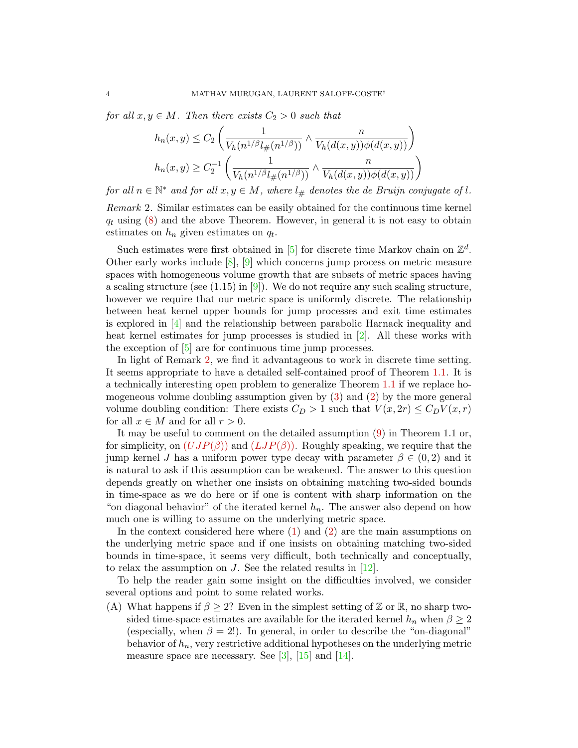*for all $x, y \in M$. Then there exists $C_2 > 0$ such that*

$$h_n(x,y) \le C_2 \left( \frac{1}{V_h(n^{1/\beta} l_\#(n^{1/\beta}))} \wedge \frac{n}{V_h(d(x,y))\phi(d(x,y))} \right)$$

$$h_n(x,y) \ge C_2^{-1} \left( \frac{1}{V_h(n^{1/\beta} l_\#(n^{1/\beta}))} \wedge \frac{n}{V_h(d(x,y))\phi(d(x,y))} \right)$$

*for all $n \in \mathbb{N}^*$ and for all $x, y \in M$, where $l_\#$ denotes the de Bruijn conjugate of $l$.*

*Remark* 2. Similar estimates can be easily obtained for the continuous time kernel $q_t$ using (8) and the above Theorem. However, in general it is not easy to obtain estimates on $h_n$ given estimates on $q_t$.

Such estimates were first obtained in [5] for discrete time Markov chain on $\mathbb{Z}^d$. Other early works include [8], [9] which concerns jump process on metric measure spaces with homogeneous volume growth that are subsets of metric spaces having a scaling structure (see (1.15) in [9]). We do not require any such scaling structure, however we require that our metric space is uniformly discrete. The relationship between heat kernel upper bounds for jump processes and exit time estimates is explored in [4] and the relationship between parabolic Harnack inequality and heat kernel estimates for jump processes is studied in [2]. All these works with the exception of [5] are for continuous time jump processes.

In light of Remark 2, we find it advantageous to work in discrete time setting. It seems appropriate to have a detailed self-contained proof of Theorem 1.1. It is a technically interesting open problem to generalize Theorem 1.1 if we replace homogeneous volume doubling assumption given by (3) and (2) by the more general volume doubling condition: There exists $C_D > 1$ such that $V(x, 2r) \le C_D V(x, r)$ for all $x \in M$ and for all $r > 0$.

It may be useful to comment on the detailed assumption (9) in Theorem 1.1 or, for simplicity, on $(UJP(\beta))$ and $(LJP(\beta))$. Roughly speaking, we require that the jump kernel $J$ has a uniform power type decay with parameter $\beta \in (0, 2)$ and it is natural to ask if this assumption can be weakened. The answer to this question depends greatly on whether one insists on obtaining matching two-sided bounds in time-space as we do here or if one is content with sharp information on the "on diagonal behavior" of the iterated kernel $h_n$. The answer also depend on how much one is willing to assume on the underlying metric space.

In the context considered here where (1) and (2) are the main assumptions on the underlying metric space and if one insists on obtaining matching two-sided bounds in time-space, it seems very difficult, both technically and conceptually, to relax the assumption on $J$. See the related results in [12].

To help the reader gain some insight on the difficulties involved, we consider several options and point to some related works.

(A) What happens if $\beta \ge 2$? Even in the simplest setting of $\mathbb{Z}$ or $\mathbb{R}$, no sharp two-sided time-space estimates are available for the iterated kernel $h_n$ when $\beta \ge 2$ (especially, when $\beta = 2$!). In general, in order to describe the "on-diagonal" behavior of $h_n$, very restrictive additional hypotheses on the underlying metric measure space are necessary. See [3], [15] and [14].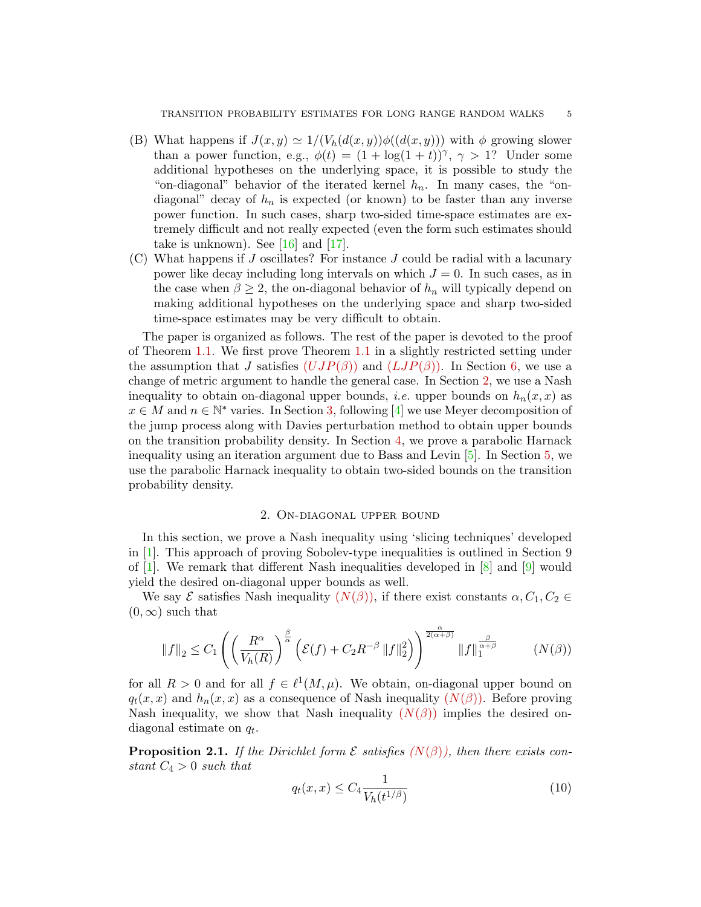(B) What happens if $J(x,y) \simeq 1/(V_h(d(x,y))\phi((d(x,y)))$ with $\phi$ growing slower than a power function, e.g., $\phi(t) = (1+\log(1+t))^\gamma$, $\gamma > 1$? Under some additional hypotheses on the underlying space, it is possible to study the "on-diagonal" behavior of the iterated kernel $h_n$. In many cases, the "on-diagonal" decay of $h_n$ is expected (or known) to be faster than any inverse power function. In such cases, sharp two-sided time-space estimates are extremely difficult and not really expected (even the form such estimates should take is unknown). See [16] and [17].

(C) What happens if $J$ oscillates? For instance $J$ could be radial with a lacunary power like decay including long intervals on which $J = 0$. In such cases, as in the case when $\beta \geq 2$, the on-diagonal behavior of $h_n$ will typically depend on making additional hypotheses on the underlying space and sharp two-sided time-space estimates may be very difficult to obtain.

The paper is organized as follows. The rest of the paper is devoted to the proof of Theorem 1.1. We first prove Theorem 1.1 in a slightly restricted setting under the assumption that $J$ satisfies ($UJP(\beta)$) and ($LJP(\beta)$). In Section 6, we use a change of metric argument to handle the general case. In Section 2, we use a Nash inequality to obtain on-diagonal upper bounds, *i.e.* upper bounds on $h_n(x,x)$ as $x \in M$ and $n \in \mathbb{N}^*$ varies. In Section 3, following [4] we use Meyer decomposition of the jump process along with Davies perturbation method to obtain upper bounds on the transition probability density. In Section 4, we prove a parabolic Harnack inequality using an iteration argument due to Bass and Levin [5]. In Section 5, we use the parabolic Harnack inequality to obtain two-sided bounds on the transition probability density.

## 2. On-diagonal upper bound

In this section, we prove a Nash inequality using 'slicing techniques' developed in [1]. This approach of proving Sobolev-type inequalities is outlined in Section 9 of [1]. We remark that different Nash inequalities developed in [8] and [9] would yield the desired on-diagonal upper bounds as well.

We say $\mathcal{E}$ satisfies Nash inequality ($N(\beta)$), if there exist constants $\alpha, C_1, C_2 \in (0,\infty)$ such that

$$\|f\|_2 \leq C_1 \left( \left( \frac{R^\alpha}{V_h(R)} \right)^{\frac{\beta}{\alpha}} \left( \mathcal{E}(f) + C_2 R^{-\beta} \|f\|_2^2 \right) \right)^{\frac{\alpha}{2(\alpha+\beta)}} \|f\|_1^{\frac{\beta}{\alpha+\beta}} \qquad (N(\beta))$$

for all $R > 0$ and for all $f \in \ell^1(M,\mu)$. We obtain, on-diagonal upper bound on $q_t(x,x)$ and $h_n(x,x)$ as a consequence of Nash inequality ($N(\beta)$). Before proving Nash inequality, we show that Nash inequality ($N(\beta)$) implies the desired on-diagonal estimate on $q_t$.

**Proposition 2.1.** *If the Dirichlet form $\mathcal{E}$ satisfies ($N(\beta)$), then there exists constant $C_4 > 0$ such that*

$$q_t(x,x) \leq C_4 \frac{1}{V_h(t^{1/\beta})} \qquad (10)$$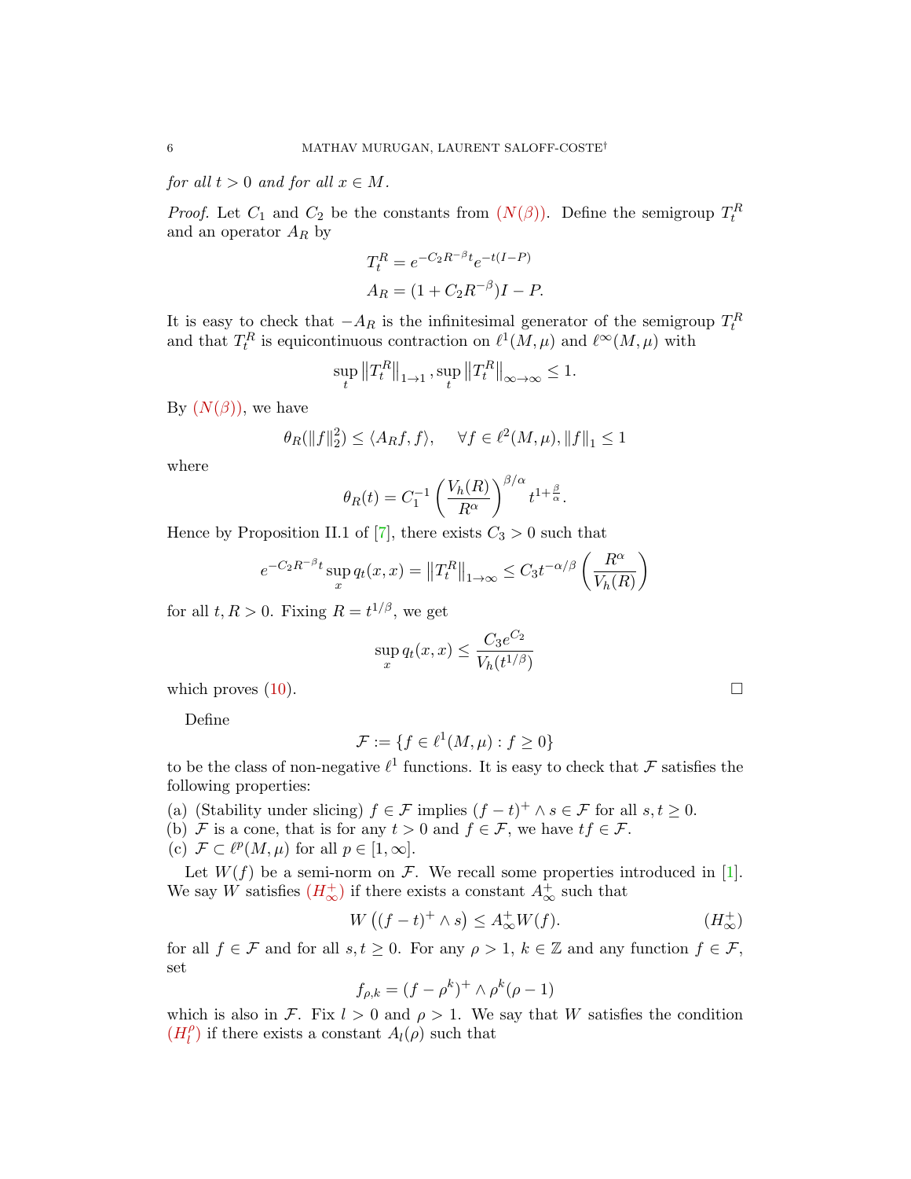*for all $t > 0$ and for all $x \in M$.*

*Proof.* Let $C_1$ and $C_2$ be the constants from ($N(\beta)$). Define the semigroup $T_t^R$ and an operator $A_R$ by

$$T_t^R = e^{-C_2 R^{-\beta} t} e^{-t(I-P)}$$
$$A_R = (1 + C_2 R^{-\beta}) I - P.$$

It is easy to check that $-A_R$ is the infinitesimal generator of the semigroup $T_t^R$ and that $T_t^R$ is equicontinuous contraction on $\ell^1(M, \mu)$ and $\ell^\infty(M, \mu)$ with

$$\sup_t \left\| T_t^R \right\|_{1 \to 1}, \sup_t \left\| T_t^R \right\|_{\infty \to \infty} \leq 1.$$

By ($N(\beta)$), we have

$$\theta_R(\|f\|_2^2) \leq \langle A_R f, f \rangle, \quad \forall f \in \ell^2(M, \mu), \|f\|_1 \leq 1$$

where

$$\theta_R(t) = C_1^{-1} \left( \frac{V_h(R)}{R^\alpha} \right)^{\beta/\alpha} t^{1 + \frac{\beta}{\alpha}}.$$

Hence by Proposition II.1 of [7], there exists $C_3 > 0$ such that

$$e^{-C_2 R^{-\beta} t} \sup_x q_t(x, x) = \left\| T_t^R \right\|_{1 \to \infty} \leq C_3 t^{-\alpha/\beta} \left( \frac{R^\alpha}{V_h(R)} \right)$$

for all $t, R > 0$. Fixing $R = t^{1/\beta}$, we get

$$\sup_x q_t(x, x) \leq \frac{C_3 e^{C_2}}{V_h(t^{1/\beta})}$$

which proves (10). $\square$

Define

$$\mathcal{F} := \{ f \in \ell^1(M, \mu) : f \geq 0 \}$$

to be the class of non-negative $\ell^1$ functions. It is easy to check that $\mathcal{F}$ satisfies the following properties:

(a) (Stability under slicing) $f \in \mathcal{F}$ implies $(f - t)^+ \wedge s \in \mathcal{F}$ for all $s, t \geq 0$.
(b) $\mathcal{F}$ is a cone, that is for any $t > 0$ and $f \in \mathcal{F}$, we have $tf \in \mathcal{F}$.
(c) $\mathcal{F} \subset \ell^p(M, \mu)$ for all $p \in [1, \infty]$.

Let $W(f)$ be a semi-norm on $\mathcal{F}$. We recall some properties introduced in [1]. We say $W$ satisfies ($H_\infty^+$) if there exists a constant $A_\infty^+$ such that

$$W\left( (f - t)^+ \wedge s \right) \leq A_\infty^+ W(f). \qquad (H_\infty^+)$$

for all $f \in \mathcal{F}$ and for all $s, t \geq 0$. For any $\rho > 1$, $k \in \mathbb{Z}$ and any function $f \in \mathcal{F}$, set

$$f_{\rho,k} = (f - \rho^k)^+ \wedge \rho^k(\rho - 1)$$

which is also in $\mathcal{F}$. Fix $l > 0$ and $\rho > 1$. We say that $W$ satisfies the condition ($H_l^\rho$) if there exists a constant $A_l(\rho)$ such that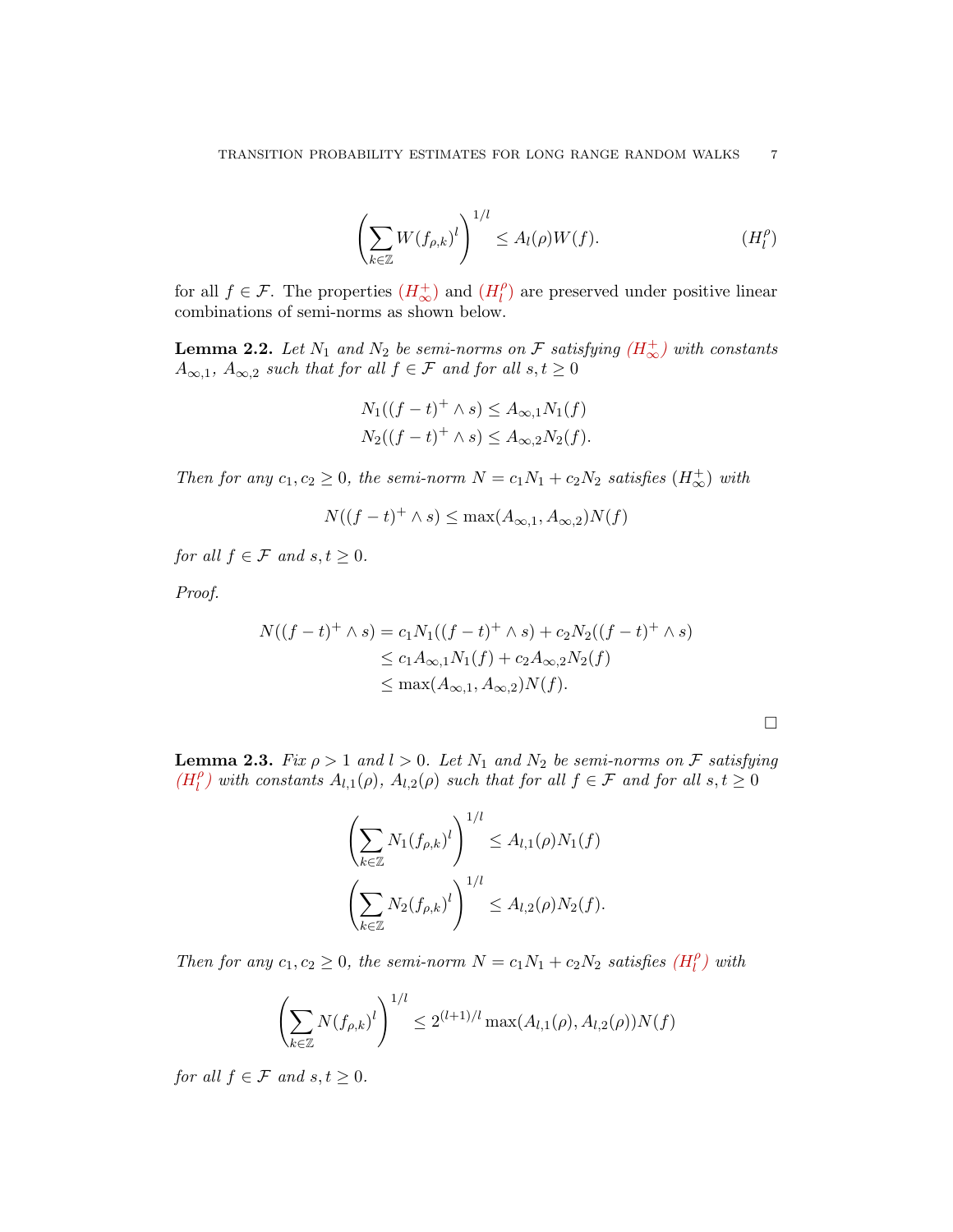$$\left(\sum_{k\in\mathbb{Z}} W(f_{\rho,k})^l\right)^{1/l} \le A_l(\rho) W(f). \tag{$H_l^\rho$}$$

for all $f \in \mathcal{F}$. The properties ($H_\infty^+$) and ($H_l^\rho$) are preserved under positive linear combinations of semi-norms as shown below.

**Lemma 2.2.** *Let $N_1$ and $N_2$ be semi-norms on $\mathcal{F}$ satisfying ($H_\infty^+$) with constants $A_{\infty,1}$, $A_{\infty,2}$ such that for all $f \in \mathcal{F}$ and for all $s, t \ge 0$*

$$N_1((f-t)^+ \wedge s) \le A_{\infty,1} N_1(f)$$
$$N_2((f-t)^+ \wedge s) \le A_{\infty,2} N_2(f).$$

*Then for any $c_1, c_2 \ge 0$, the semi-norm $N = c_1 N_1 + c_2 N_2$ satisfies ($H_\infty^+$) with*

$$N((f-t)^+ \wedge s) \le \max(A_{\infty,1}, A_{\infty,2}) N(f)$$

*for all $f \in \mathcal{F}$ and $s, t \ge 0$.*

*Proof.*

$$\begin{aligned} N((f-t)^+ \wedge s) &= c_1 N_1((f-t)^+ \wedge s) + c_2 N_2((f-t)^+ \wedge s) \\ &\le c_1 A_{\infty,1} N_1(f) + c_2 A_{\infty,2} N_2(f) \\ &\le \max(A_{\infty,1}, A_{\infty,2}) N(f). \end{aligned}$$

□

**Lemma 2.3.** *Fix $\rho > 1$ and $l > 0$. Let $N_1$ and $N_2$ be semi-norms on $\mathcal{F}$ satisfying ($H_l^\rho$) with constants $A_{l,1}(\rho)$, $A_{l,2}(\rho)$ such that for all $f \in \mathcal{F}$ and for all $s, t \ge 0$*

$$\left(\sum_{k\in\mathbb{Z}} N_1(f_{\rho,k})^l\right)^{1/l} \le A_{l,1}(\rho) N_1(f)$$
$$\left(\sum_{k\in\mathbb{Z}} N_2(f_{\rho,k})^l\right)^{1/l} \le A_{l,2}(\rho) N_2(f).$$

*Then for any $c_1, c_2 \ge 0$, the semi-norm $N = c_1 N_1 + c_2 N_2$ satisfies ($H_l^\rho$) with*

$$\left(\sum_{k\in\mathbb{Z}} N(f_{\rho,k})^l\right)^{1/l} \le 2^{(l+1)/l} \max(A_{l,1}(\rho), A_{l,2}(\rho)) N(f)$$

*for all $f \in \mathcal{F}$ and $s, t \ge 0$.*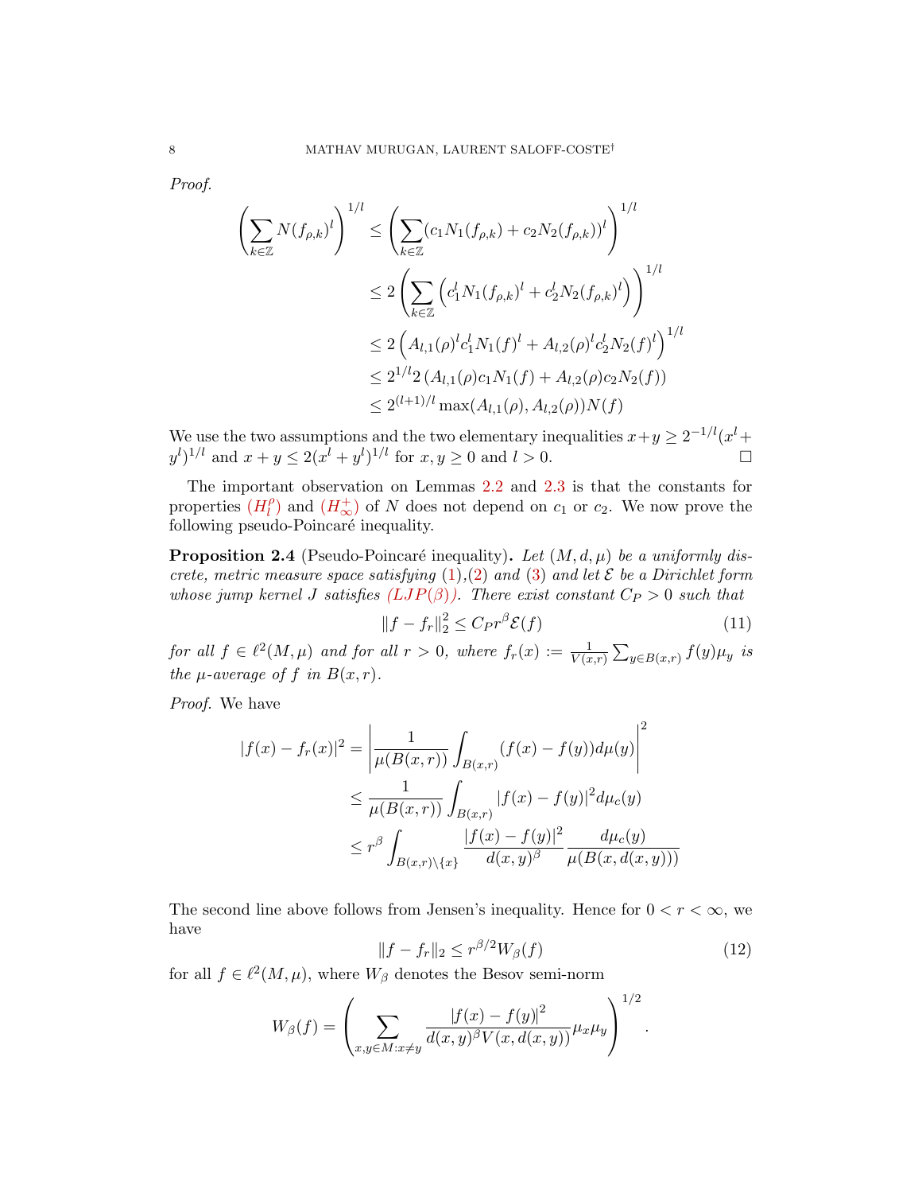*Proof.*

$$
\begin{aligned}
\left(\sum_{k\in\mathbb{Z}} N(f_{\rho,k})^l\right)^{1/l} &\leq \left(\sum_{k\in\mathbb{Z}} (c_1 N_1(f_{\rho,k}) + c_2 N_2(f_{\rho,k}))^l\right)^{1/l} \\
&\leq 2\left(\sum_{k\in\mathbb{Z}} \left(c_1^l N_1(f_{\rho,k})^l + c_2^l N_2(f_{\rho,k})^l\right)\right)^{1/l} \\
&\leq 2\left(A_{l,1}(\rho)^l c_1^l N_1(f)^l + A_{l,2}(\rho)^l c_2^l N_2(f)^l\right)^{1/l} \\
&\leq 2^{1/l} 2\left(A_{l,1}(\rho) c_1 N_1(f) + A_{l,2}(\rho) c_2 N_2(f)\right) \\
&\leq 2^{(l+1)/l} \max(A_{l,1}(\rho), A_{l,2}(\rho)) N(f)
\end{aligned}
$$

We use the two assumptions and the two elementary inequalities $x+y \geq 2^{-1/l}(x^l + y^l)^{1/l}$ and $x+y \leq 2(x^l+y^l)^{1/l}$ for $x,y \geq 0$ and $l > 0$. □

The important observation on Lemmas 2.2 and 2.3 is that the constants for properties $(H_l^\rho)$ and $(H_\infty^+)$ of $N$ does not depend on $c_1$ or $c_2$. We now prove the following pseudo-Poincaré inequality.

**Proposition 2.4** (Pseudo-Poincaré inequality)**.** *Let $(M,d,\mu)$ be a uniformly discrete, metric measure space satisfying (1),(2) and (3) and let $\mathcal{E}$ be a Dirichlet form whose jump kernel $J$ satisfies $(LJP(\beta))$. There exist constant $C_P > 0$ such that*

$$
\|f - f_r\|_2^2 \leq C_P r^\beta \mathcal{E}(f) \tag{11}
$$

*for all $f \in \ell^2(M,\mu)$ and for all $r > 0$, where $f_r(x) := \frac{1}{V(x,r)} \sum_{y\in B(x,r)} f(y)\mu_y$ is the $\mu$-average of $f$ in $B(x,r)$.*

*Proof.* We have

$$
\begin{aligned}
|f(x) - f_r(x)|^2 &= \left| \frac{1}{\mu(B(x,r))} \int_{B(x,r)} (f(x) - f(y)) d\mu(y) \right|^2 \\
&\leq \frac{1}{\mu(B(x,r))} \int_{B(x,r)} |f(x) - f(y)|^2 d\mu_c(y) \\
&\leq r^\beta \int_{B(x,r)\setminus\{x\}} \frac{|f(x)-f(y)|^2}{d(x,y)^\beta} \frac{d\mu_c(y)}{\mu(B(x,d(x,y)))}
\end{aligned}
$$

The second line above follows from Jensen's inequality. Hence for $0 < r < \infty$, we have

$$
\|f - f_r\|_2 \leq r^{\beta/2} W_\beta(f) \tag{12}
$$

for all $f \in \ell^2(M,\mu)$, where $W_\beta$ denotes the Besov semi-norm

$$
W_\beta(f) = \left( \sum_{x,y\in M: x\neq y} \frac{|f(x)-f(y)|^2}{d(x,y)^\beta V(x,d(x,y))} \mu_x \mu_y \right)^{1/2}.
$$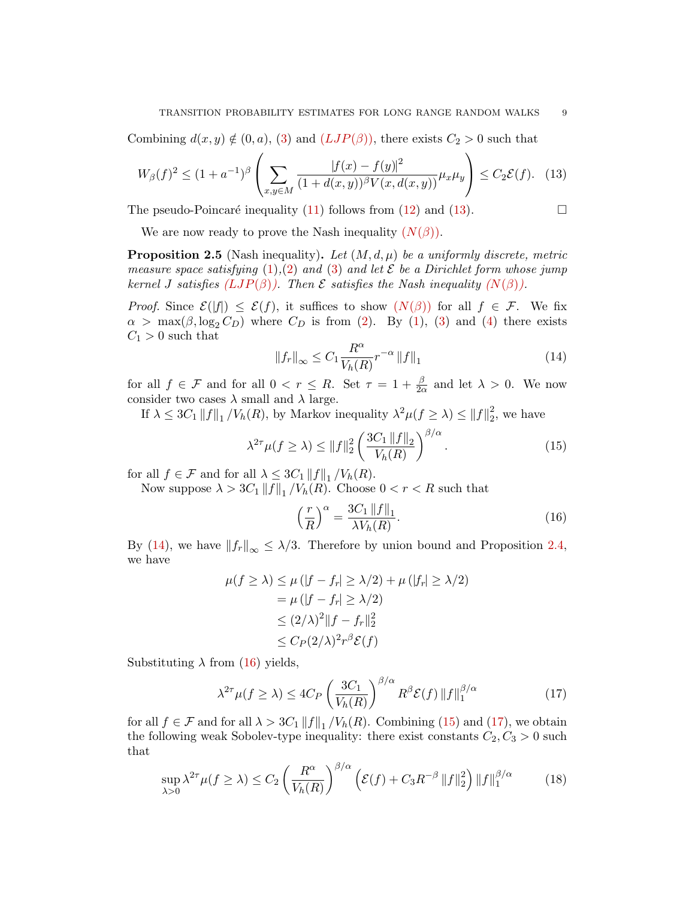Combining $d(x,y) \notin (0,a)$, (3) and $(LJP(\beta))$, there exists $C_2 > 0$ such that

$$W_\beta(f)^2 \le (1+a^{-1})^\beta \left( \sum_{x,y \in M} \frac{|f(x)-f(y)|^2}{(1+d(x,y))^\beta V(x,d(x,y))} \mu_x \mu_y \right) \le C_2 \mathcal{E}(f). \quad (13)$$

The pseudo-Poincaré inequality (11) follows from (12) and (13). $\square$

We are now ready to prove the Nash inequality $(N(\beta))$.

**Proposition 2.5** (Nash inequality)**.** *Let $(M,d,\mu)$ be a uniformly discrete, metric measure space satisfying (1),(2) and (3) and let $\mathcal{E}$ be a Dirichlet form whose jump kernel $J$ satisfies $(LJP(\beta))$. Then $\mathcal{E}$ satisfies the Nash inequality $(N(\beta))$.*

*Proof.* Since $\mathcal{E}(|f|) \le \mathcal{E}(f)$, it suffices to show $(N(\beta))$ for all $f \in \mathcal{F}$. We fix $\alpha > \max(\beta, \log_2 C_D)$ where $C_D$ is from (2). By (1), (3) and (4) there exists $C_1 > 0$ such that

$$\|f_r\|_\infty \le C_1 \frac{R^\alpha}{V_h(R)} r^{-\alpha} \|f\|_1 \quad (14)$$

for all $f \in \mathcal{F}$ and for all $0 < r \le R$. Set $\tau = 1 + \frac{\beta}{2\alpha}$ and let $\lambda > 0$. We now consider two cases $\lambda$ small and $\lambda$ large.

If $\lambda \le 3C_1 \|f\|_1 / V_h(R)$, by Markov inequality $\lambda^2 \mu(f \ge \lambda) \le \|f\|_2^2$, we have

$$\lambda^{2\tau} \mu(f \ge \lambda) \le \|f\|_2^2 \left( \frac{3C_1 \|f\|_2}{V_h(R)} \right)^{\beta/\alpha}. \quad (15)$$

for all $f \in \mathcal{F}$ and for all $\lambda \le 3C_1 \|f\|_1 / V_h(R)$.

Now suppose $\lambda > 3C_1 \|f\|_1 / V_h(R)$. Choose $0 < r < R$ such that

$$\left( \frac{r}{R} \right)^\alpha = \frac{3C_1 \|f\|_1}{\lambda V_h(R)}. \quad (16)$$

By (14), we have $\|f_r\|_\infty \le \lambda/3$. Therefore by union bound and Proposition 2.4, we have

$$\begin{aligned}
\mu(f \ge \lambda) &\le \mu\left(|f - f_r| \ge \lambda/2\right) + \mu\left(|f_r| \ge \lambda/2\right) \\
&= \mu\left(|f - f_r| \ge \lambda/2\right) \\
&\le (2/\lambda)^2 \|f - f_r\|_2^2 \\
&\le C_P (2/\lambda)^2 r^\beta \mathcal{E}(f)
\end{aligned}$$

Substituting $\lambda$ from (16) yields,

$$\lambda^{2\tau} \mu(f \ge \lambda) \le 4C_P \left( \frac{3C_1}{V_h(R)} \right)^{\beta/\alpha} R^\beta \mathcal{E}(f) \|f\|_1^{\beta/\alpha} \quad (17)$$

for all $f \in \mathcal{F}$ and for all $\lambda > 3C_1 \|f\|_1 / V_h(R)$. Combining (15) and (17), we obtain the following weak Sobolev-type inequality: there exist constants $C_2, C_3 > 0$ such that

$$\sup_{\lambda > 0} \lambda^{2\tau} \mu(f \ge \lambda) \le C_2 \left( \frac{R^\alpha}{V_h(R)} \right)^{\beta/\alpha} \left( \mathcal{E}(f) + C_3 R^{-\beta} \|f\|_2^2 \right) \|f\|_1^{\beta/\alpha} \quad (18)$$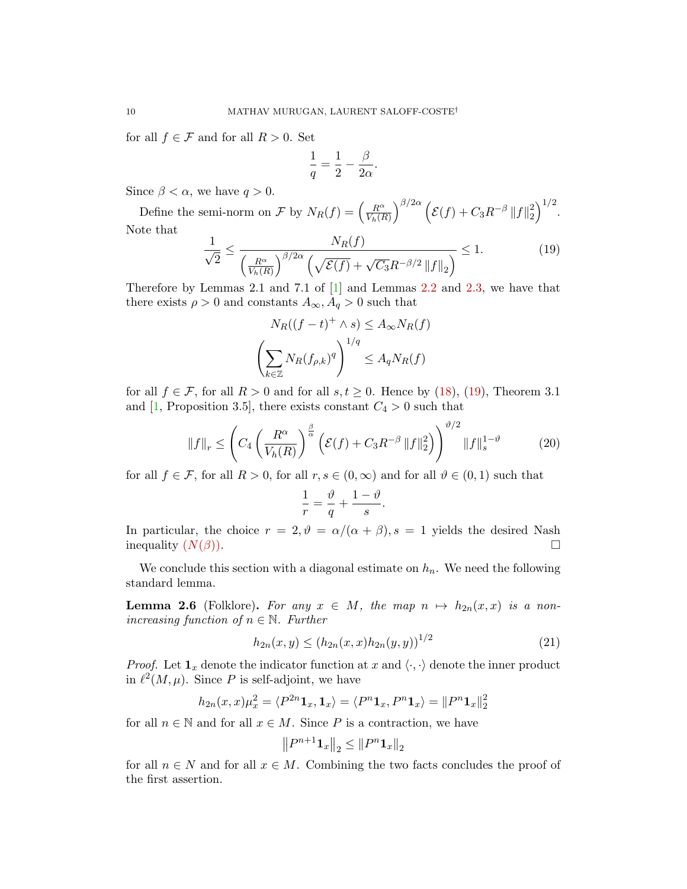for all $f \in \mathcal{F}$ and for all $R > 0$. Set

$$\frac{1}{q} = \frac{1}{2} - \frac{\beta}{2\alpha}.$$

Since $\beta < \alpha$, we have $q > 0$.

Define the semi-norm on $\mathcal{F}$ by $N_R(f) = \left(\frac{R^\alpha}{V_h(R)}\right)^{\beta/2\alpha} \left(\mathcal{E}(f) + C_3 R^{-\beta} \|f\|_2^2\right)^{1/2}$. Note that

$$\frac{1}{\sqrt{2}} \le \frac{N_R(f)}{\left(\frac{R^\alpha}{V_h(R)}\right)^{\beta/2\alpha} \left(\sqrt{\mathcal{E}(f)} + \sqrt{C_3} R^{-\beta/2} \|f\|_2\right)} \le 1. \tag{19}$$

Therefore by Lemmas 2.1 and 7.1 of [1] and Lemmas 2.2 and 2.3, we have that there exists $\rho > 0$ and constants $A_\infty, A_q > 0$ such that

$$N_R((f-t)^+ \wedge s) \le A_\infty N_R(f)$$

$$\left(\sum_{k \in \mathbb{Z}} N_R(f_{\rho,k})^q\right)^{1/q} \le A_q N_R(f)$$

for all $f \in \mathcal{F}$, for all $R > 0$ and for all $s, t \ge 0$. Hence by (18), (19), Theorem 3.1 and [1, Proposition 3.5], there exists constant $C_4 > 0$ such that

$$\|f\|_r \le \left(C_4 \left(\frac{R^\alpha}{V_h(R)}\right)^{\frac{\beta}{\alpha}} \left(\mathcal{E}(f) + C_3 R^{-\beta} \|f\|_2^2\right)\right)^{\vartheta/2} \|f\|_s^{1-\vartheta} \tag{20}$$

for all $f \in \mathcal{F}$, for all $R > 0$, for all $r, s \in (0, \infty)$ and for all $\vartheta \in (0,1)$ such that

$$\frac{1}{r} = \frac{\vartheta}{q} + \frac{1-\vartheta}{s}.$$

In particular, the choice $r = 2, \vartheta = \alpha/(\alpha+\beta), s = 1$ yields the desired Nash inequality $(N(\beta))$. $\square$

We conclude this section with a diagonal estimate on $h_n$. We need the following standard lemma.

**Lemma 2.6** (Folklore). *For any $x \in M$, the map $n \mapsto h_{2n}(x,x)$ is a non-increasing function of $n \in \mathbb{N}$. Further*

$$h_{2n}(x,y) \le (h_{2n}(x,x) h_{2n}(y,y))^{1/2} \tag{21}$$

*Proof.* Let $\mathbf{1}_x$ denote the indicator function at $x$ and $\langle \cdot, \cdot \rangle$ denote the inner product in $\ell^2(M, \mu)$. Since $P$ is self-adjoint, we have

$$h_{2n}(x,x)\mu_x^2 = \langle P^{2n}\mathbf{1}_x, \mathbf{1}_x \rangle = \langle P^n \mathbf{1}_x, P^n \mathbf{1}_x \rangle = \|P^n \mathbf{1}_x\|_2^2$$

for all $n \in \mathbb{N}$ and for all $x \in M$. Since $P$ is a contraction, we have

$$\left\|P^{n+1}\mathbf{1}_x\right\|_2 \le \|P^n \mathbf{1}_x\|_2$$

for all $n \in N$ and for all $x \in M$. Combining the two facts concludes the proof of the first assertion.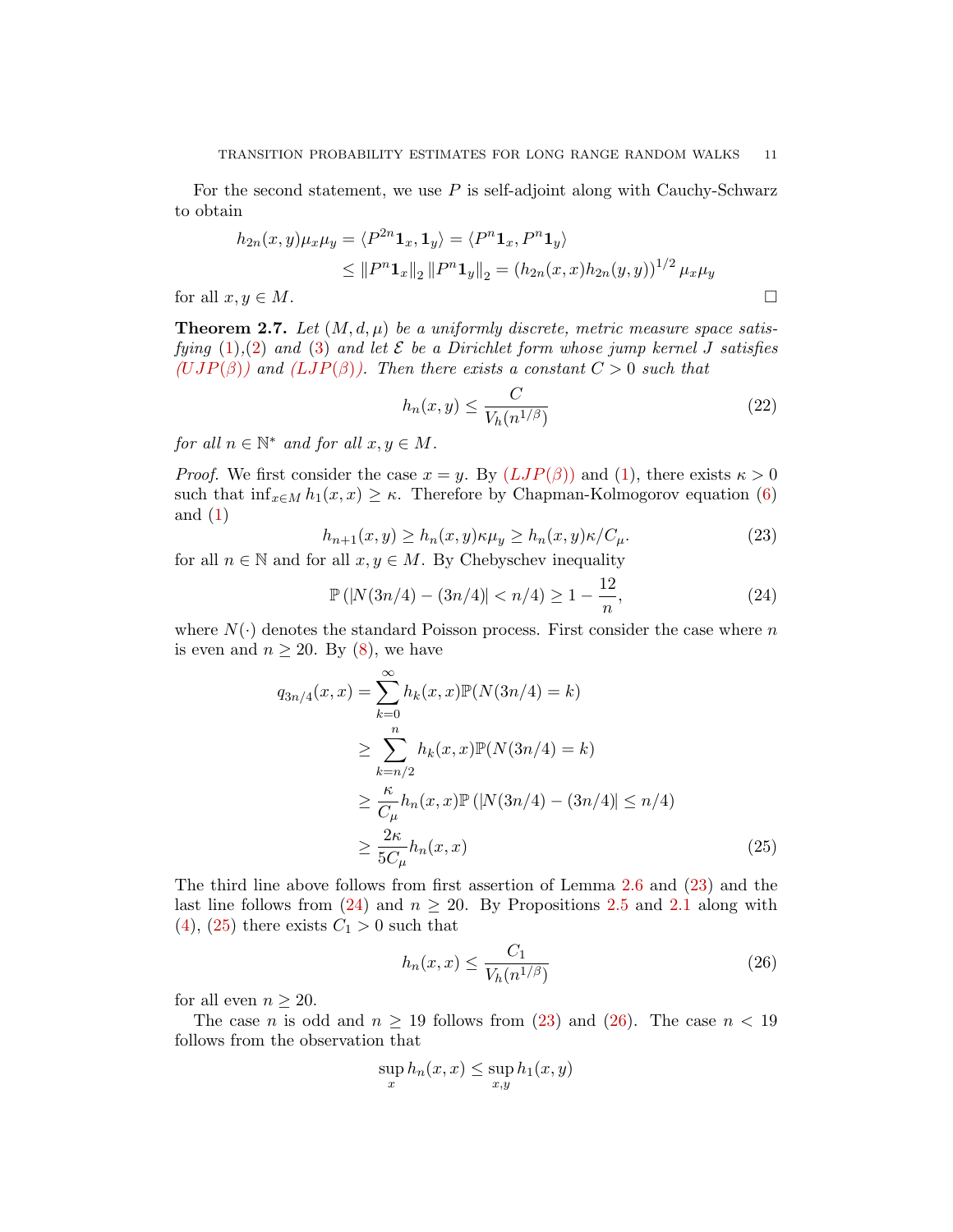For the second statement, we use $P$ is self-adjoint along with Cauchy-Schwarz to obtain

$$
\begin{aligned}
h_{2n}(x,y)\mu_x\mu_y &= \langle P^{2n}\mathbf{1}_x, \mathbf{1}_y\rangle = \langle P^n \mathbf{1}_x, P^n \mathbf{1}_y\rangle \\
&\le \|P^n\mathbf{1}_x\|_2 \|P^n\mathbf{1}_y\|_2 = \left(h_{2n}(x,x)h_{2n}(y,y)\right)^{1/2}\mu_x\mu_y
\end{aligned}
$$

for all $x, y \in M$. $\square$

**Theorem 2.7.** *Let $(M, d, \mu)$ be a uniformly discrete, metric measure space satisfying (1),(2) and (3) and let $\mathcal{E}$ be a Dirichlet form whose jump kernel $J$ satisfies (UJP($\beta$)) and (LJP($\beta$)). Then there exists a constant $C > 0$ such that*

$$
h_n(x,y) \le \frac{C}{V_h(n^{1/\beta})} \tag{22}
$$

*for all $n \in \mathbb{N}^*$ and for all $x, y \in M$.*

*Proof.* We first consider the case $x = y$. By (LJP($\beta$)) and (1), there exists $\kappa > 0$ such that $\inf_{x\in M} h_1(x,x) \ge \kappa$. Therefore by Chapman-Kolmogorov equation (6) and (1)

$$
h_{n+1}(x,y) \ge h_n(x,y)\kappa\mu_y \ge h_n(x,y)\kappa/C_\mu. \tag{23}
$$

for all $n \in \mathbb{N}$ and for all $x, y \in M$. By Chebyschev inequality

$$
\mathbb{P}\left(|N(3n/4) - (3n/4)| < n/4\right) \ge 1 - \frac{12}{n}, \tag{24}
$$

where $N(\cdot)$ denotes the standard Poisson process. First consider the case where $n$ is even and $n \ge 20$. By (8), we have

$$
\begin{aligned}
q_{3n/4}(x,x) &= \sum_{k=0}^{\infty} h_k(x,x)\mathbb{P}(N(3n/4) = k) \\
&\ge \sum_{k=n/2}^{n} h_k(x,x)\mathbb{P}(N(3n/4) = k) \\
&\ge \frac{\kappa}{C_\mu} h_n(x,x)\mathbb{P}\left(|N(3n/4) - (3n/4)| \le n/4\right) \\
&\ge \frac{2\kappa}{5C_\mu} h_n(x,x)
\end{aligned} \tag{25}
$$

The third line above follows from first assertion of Lemma 2.6 and (23) and the last line follows from (24) and $n \ge 20$. By Propositions 2.5 and 2.1 along with (4), (25) there exists $C_1 > 0$ such that

$$
h_n(x,x) \le \frac{C_1}{V_h(n^{1/\beta})} \tag{26}
$$

for all even $n \ge 20$.

The case $n$ is odd and $n \ge 19$ follows from (23) and (26). The case $n < 19$ follows from the observation that

$$
\sup_x h_n(x,x) \le \sup_{x,y} h_1(x,y)
$$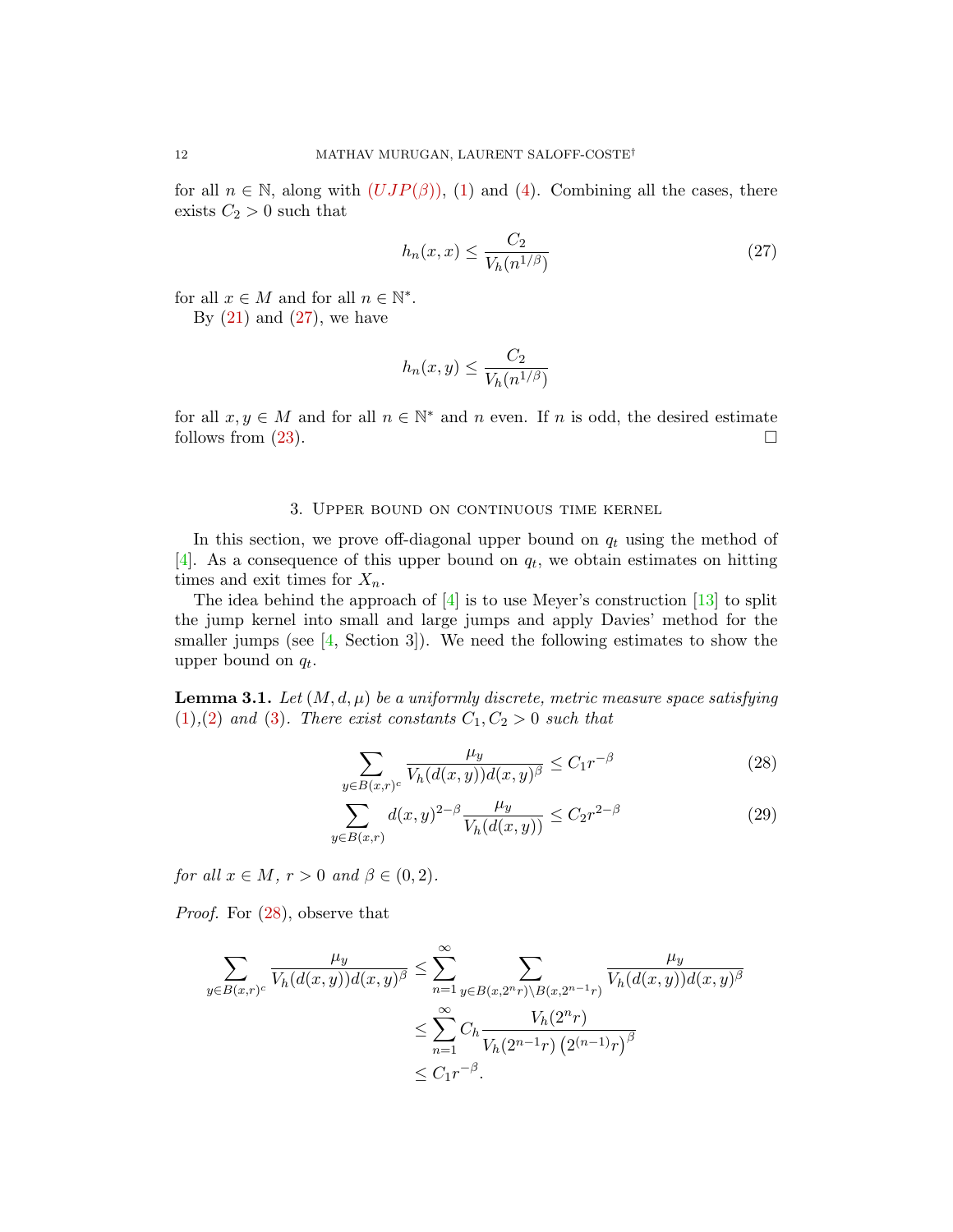for all $n \in \mathbb{N}$, along with $(UJP(\beta))$, (1) and (4). Combining all the cases, there exists $C_2 > 0$ such that

$$h_n(x,x) \le \frac{C_2}{V_h(n^{1/\beta})} \tag{27}$$

for all $x \in M$ and for all $n \in \mathbb{N}^*$.

By (21) and (27), we have

$$h_n(x,y) \le \frac{C_2}{V_h(n^{1/\beta})}$$

for all $x, y \in M$ and for all $n \in \mathbb{N}^*$ and $n$ even. If $n$ is odd, the desired estimate follows from (23). □

## 3. Upper bound on continuous time kernel

In this section, we prove off-diagonal upper bound on $q_t$ using the method of [4]. As a consequence of this upper bound on $q_t$, we obtain estimates on hitting times and exit times for $X_n$.

The idea behind the approach of [4] is to use Meyer's construction [13] to split the jump kernel into small and large jumps and apply Davies' method for the smaller jumps (see [4, Section 3]). We need the following estimates to show the upper bound on $q_t$.

**Lemma 3.1.** *Let $(M, d, \mu)$ be a uniformly discrete, metric measure space satisfying (1),(2) and (3). There exist constants $C_1, C_2 > 0$ such that*

$$\sum_{y \in B(x,r)^c} \frac{\mu_y}{V_h(d(x,y)) d(x,y)^\beta} \le C_1 r^{-\beta} \tag{28}$$

$$\sum_{y \in B(x,r)} d(x,y)^{2-\beta} \frac{\mu_y}{V_h(d(x,y))} \le C_2 r^{2-\beta} \tag{29}$$

*for all $x \in M$, $r > 0$ and $\beta \in (0,2)$.*

*Proof.* For (28), observe that

$$\begin{aligned}
\sum_{y \in B(x,r)^c} \frac{\mu_y}{V_h(d(x,y)) d(x,y)^\beta} &\le \sum_{n=1}^{\infty} \sum_{y \in B(x,2^n r) \setminus B(x,2^{n-1}r)} \frac{\mu_y}{V_h(d(x,y)) d(x,y)^\beta} \\
&\le \sum_{n=1}^{\infty} C_h \frac{V_h(2^n r)}{V_h(2^{n-1}r) \left(2^{(n-1)} r\right)^\beta} \\
&\le C_1 r^{-\beta}.
\end{aligned}$$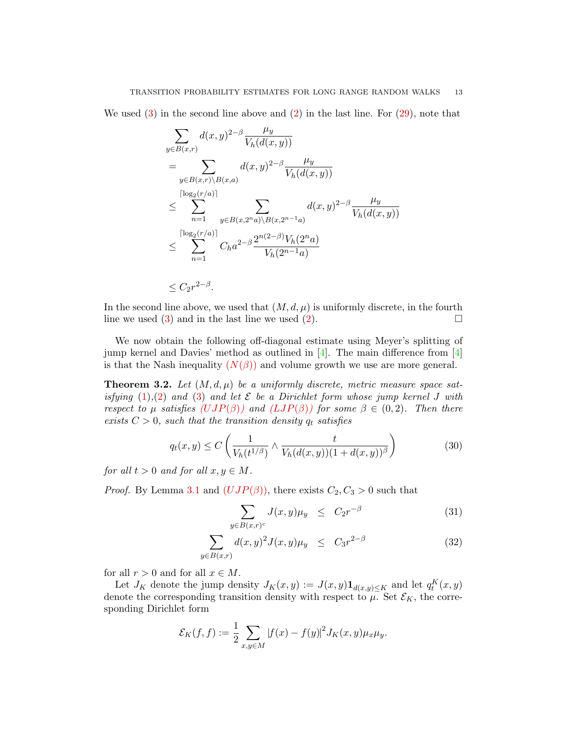We used (3) in the second line above and (2) in the last line. For (29), note that

$$
\begin{aligned}
&\sum_{y \in B(x,r)} d(x,y)^{2-\beta} \frac{\mu_y}{V_h(d(x,y))} \\
&= \sum_{y \in B(x,r)\setminus B(x,a)} d(x,y)^{2-\beta} \frac{\mu_y}{V_h(d(x,y))} \\
&\leq \sum_{n=1}^{\lceil \log_2(r/a) \rceil} \sum_{y \in B(x,2^n a)\setminus B(x,2^{n-1}a)} d(x,y)^{2-\beta} \frac{\mu_y}{V_h(d(x,y))} \\
&\leq \sum_{n=1}^{\lceil \log_2(r/a) \rceil} C_h a^{2-\beta} \frac{2^{n(2-\beta)} V_h(2^n a)}{V_h(2^{n-1}a)} \\
&\leq C_2 r^{2-\beta}.
\end{aligned}
$$

In the second line above, we used that $(M,d,\mu)$ is uniformly discrete, in the fourth line we used (3) and in the last line we used (2). ☐

We now obtain the following off-diagonal estimate using Meyer's splitting of jump kernel and Davies' method as outlined in [4]. The main difference from [4] is that the Nash inequality $(N(\beta))$ and volume growth we use are more general.

**Theorem 3.2.** *Let $(M,d,\mu)$ be a uniformly discrete, metric measure space satisfying (1),(2) and (3) and let $\mathcal{E}$ be a Dirichlet form whose jump kernel $J$ with respect to $\mu$ satisfies $(UJP(\beta))$ and $(LJP(\beta))$ for some $\beta \in (0,2)$. Then there exists $C > 0$, such that the transition density $q_t$ satisfies*

$$
q_t(x,y) \leq C \left( \frac{1}{V_h(t^{1/\beta})} \wedge \frac{t}{V_h(d(x,y))(1+d(x,y))^\beta} \right) \tag{30}
$$

*for all $t > 0$ and for all $x, y \in M$.*

*Proof.* By Lemma 3.1 and $(UJP(\beta))$, there exists $C_2, C_3 > 0$ such that

$$
\sum_{y \in B(x,r)^c} J(x,y)\mu_y \;\leq\; C_2 r^{-\beta} \tag{31}
$$

$$
\sum_{y \in B(x,r)} d(x,y)^2 J(x,y)\mu_y \;\leq\; C_3 r^{2-\beta} \tag{32}
$$

for all $r > 0$ and for all $x \in M$.

Let $J_K$ denote the jump density $J_K(x,y) := J(x,y)\mathbf{1}_{d(x,y)\leq K}$ and let $q_t^K(x,y)$ denote the corresponding transition density with respect to $\mu$. Set $\mathcal{E}_K$, the corresponding Dirichlet form

$$
\mathcal{E}_K(f,f) := \frac{1}{2} \sum_{x,y \in M} |f(x) - f(y)|^2 J_K(x,y)\mu_x\mu_y.
$$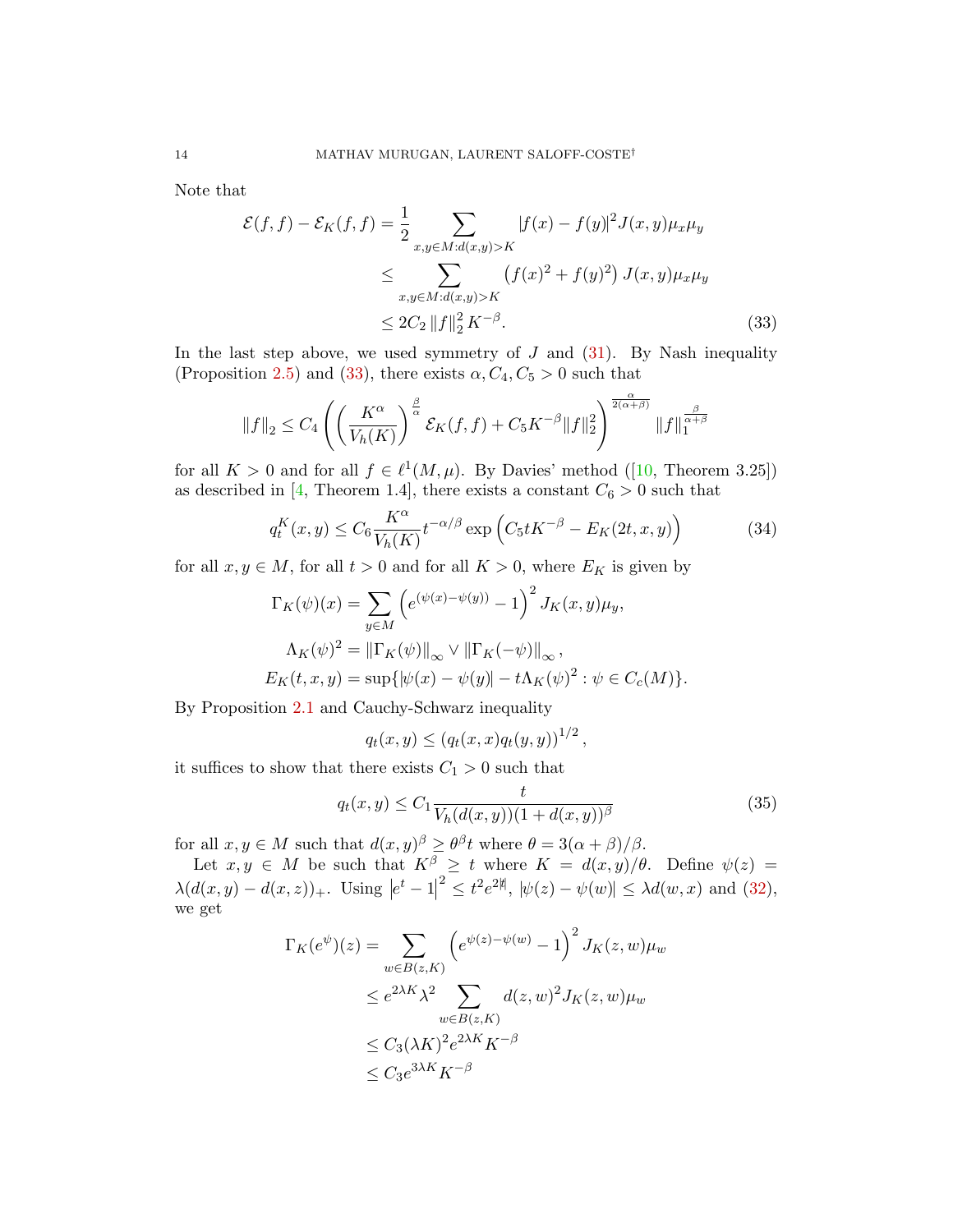Note that

$$
\begin{aligned}
\mathcal{E}(f,f) - \mathcal{E}_K(f,f) &= \frac{1}{2} \sum_{x,y \in M: d(x,y) > K} |f(x) - f(y)|^2 J(x,y) \mu_x \mu_y \\
&\le \sum_{x,y \in M: d(x,y) > K} \left( f(x)^2 + f(y)^2 \right) J(x,y) \mu_x \mu_y \\
&\le 2 C_2 \left\| f \right\|_2^2 K^{-\beta}. \qquad (33)
\end{aligned}
$$

In the last step above, we used symmetry of $J$ and (31). By Nash inequality (Proposition 2.5) and (33), there exists $\alpha, C_4, C_5 > 0$ such that

$$
\left\| f \right\|_2 \le C_4 \left( \left( \frac{K^\alpha}{V_h(K)} \right)^{\frac{\beta}{\alpha}} \mathcal{E}_K(f,f) + C_5 K^{-\beta} \|f\|_2^2 \right)^{\frac{\alpha}{2(\alpha+\beta)}} \left\| f \right\|_1^{\frac{\beta}{\alpha+\beta}}
$$

for all $K > 0$ and for all $f \in \ell^1(M, \mu)$. By Davies' method ([10, Theorem 3.25]) as described in [4, Theorem 1.4], there exists a constant $C_6 > 0$ such that

$$
q_t^K(x,y) \le C_6 \frac{K^\alpha}{V_h(K)} t^{-\alpha/\beta} \exp\left( C_5 t K^{-\beta} - E_K(2t, x, y) \right) \qquad (34)
$$

for all $x, y \in M$, for all $t > 0$ and for all $K > 0$, where $E_K$ is given by

$$
\begin{aligned}
\Gamma_K(\psi)(x) &= \sum_{y \in M} \left( e^{(\psi(x) - \psi(y))} - 1 \right)^2 J_K(x,y) \mu_y, \\
\Lambda_K(\psi)^2 &= \left\| \Gamma_K(\psi) \right\|_\infty \vee \left\| \Gamma_K(-\psi) \right\|_\infty, \\
E_K(t,x,y) &= \sup\{ |\psi(x) - \psi(y)| - t \Lambda_K(\psi)^2 : \psi \in C_c(M) \}.
\end{aligned}
$$

By Proposition 2.1 and Cauchy-Schwarz inequality

$$
q_t(x,y) \le \left( q_t(x,x) q_t(y,y) \right)^{1/2},
$$

it suffices to show that there exists $C_1 > 0$ such that

$$
q_t(x,y) \le C_1 \frac{t}{V_h(d(x,y))(1 + d(x,y))^\beta} \qquad (35)
$$

for all $x, y \in M$ such that $d(x,y)^\beta \ge \theta^\beta t$ where $\theta = 3(\alpha+\beta)/\beta$.

Let $x, y \in M$ be such that $K^\beta \ge t$ where $K = d(x,y)/\theta$. Define $\psi(z) = \lambda(d(x,y) - d(x,z))_+$. Using $\left| e^t - 1 \right|^2 \le t^2 e^{2|t|}$, $|\psi(z) - \psi(w)| \le \lambda d(w,x)$ and (32), we get

$$
\begin{aligned}
\Gamma_K(e^\psi)(z) &= \sum_{w \in B(z,K)} \left( e^{\psi(z) - \psi(w)} - 1 \right)^2 J_K(z,w) \mu_w \\
&\le e^{2\lambda K} \lambda^2 \sum_{w \in B(z,K)} d(z,w)^2 J_K(z,w) \mu_w \\
&\le C_3 (\lambda K)^2 e^{2\lambda K} K^{-\beta} \\
&\le C_3 e^{3\lambda K} K^{-\beta}
\end{aligned}
$$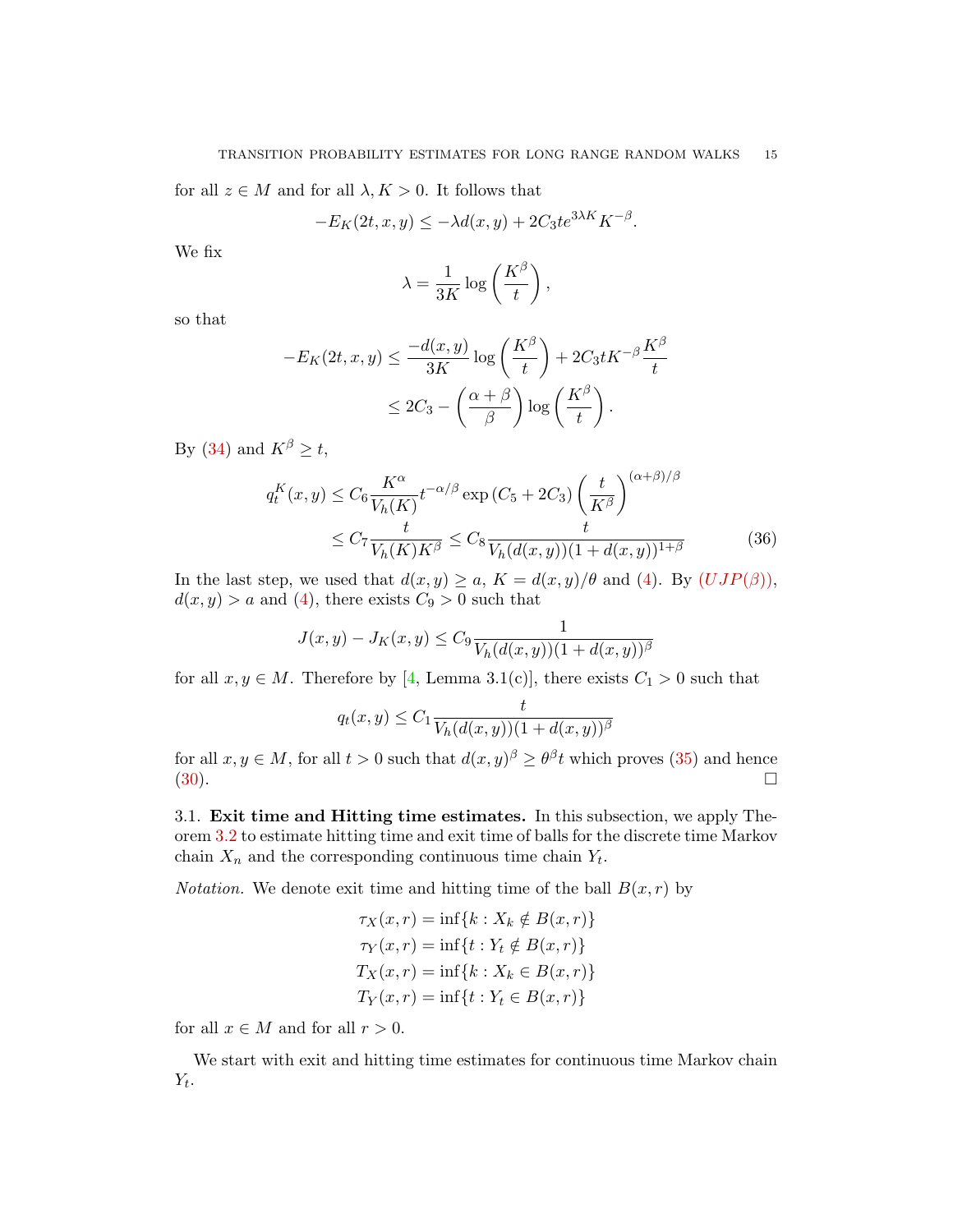for all $z \in M$ and for all $\lambda, K > 0$. It follows that

$$-E_K(2t, x, y) \leq -\lambda d(x, y) + 2C_3 t e^{3\lambda K} K^{-\beta}.$$

We fix

$$\lambda = \frac{1}{3K} \log\left(\frac{K^\beta}{t}\right),$$

so that

$$\begin{aligned}
-E_K(2t, x, y) &\leq \frac{-d(x, y)}{3K} \log\left(\frac{K^\beta}{t}\right) + 2C_3 t K^{-\beta} \frac{K^\beta}{t} \\
&\leq 2C_3 - \left(\frac{\alpha + \beta}{\beta}\right) \log\left(\frac{K^\beta}{t}\right).
\end{aligned}$$

By (34) and $K^\beta \geq t$,

$$\begin{aligned}
q_t^K(x, y) &\leq C_6 \frac{K^\alpha}{V_h(K)} t^{-\alpha/\beta} \exp\left(C_5 + 2C_3\right) \left(\frac{t}{K^\beta}\right)^{(\alpha+\beta)/\beta} \\
&\leq C_7 \frac{t}{V_h(K) K^\beta} \leq C_8 \frac{t}{V_h(d(x, y))(1 + d(x, y))^{1+\beta}}
\end{aligned} \tag{36}$$

In the last step, we used that $d(x, y) \geq a$, $K = d(x, y)/\theta$ and (4). By $(UJP(\beta))$, $d(x, y) > a$ and (4), there exists $C_9 > 0$ such that

$$J(x, y) - J_K(x, y) \leq C_9 \frac{1}{V_h(d(x, y))(1 + d(x, y))^\beta}$$

for all $x, y \in M$. Therefore by [4, Lemma 3.1(c)], there exists $C_1 > 0$ such that

$$q_t(x, y) \leq C_1 \frac{t}{V_h(d(x, y))(1 + d(x, y))^\beta}$$

for all $x, y \in M$, for all $t > 0$ such that $d(x, y)^\beta \geq \theta^\beta t$ which proves (35) and hence (30). □

### 3.1. Exit time and Hitting time estimates.

In this subsection, we apply Theorem 3.2 to estimate hitting time and exit time of balls for the discrete time Markov chain $X_n$ and the corresponding continuous time chain $Y_t$.

*Notation.* We denote exit time and hitting time of the ball $B(x, r)$ by

$$\begin{aligned}
\tau_X(x, r) &= \inf\{k : X_k \notin B(x, r)\} \\
\tau_Y(x, r) &= \inf\{t : Y_t \notin B(x, r)\} \\
T_X(x, r) &= \inf\{k : X_k \in B(x, r)\} \\
T_Y(x, r) &= \inf\{t : Y_t \in B(x, r)\}
\end{aligned}$$

for all $x \in M$ and for all $r > 0$.

We start with exit and hitting time estimates for continuous time Markov chain $Y_t$.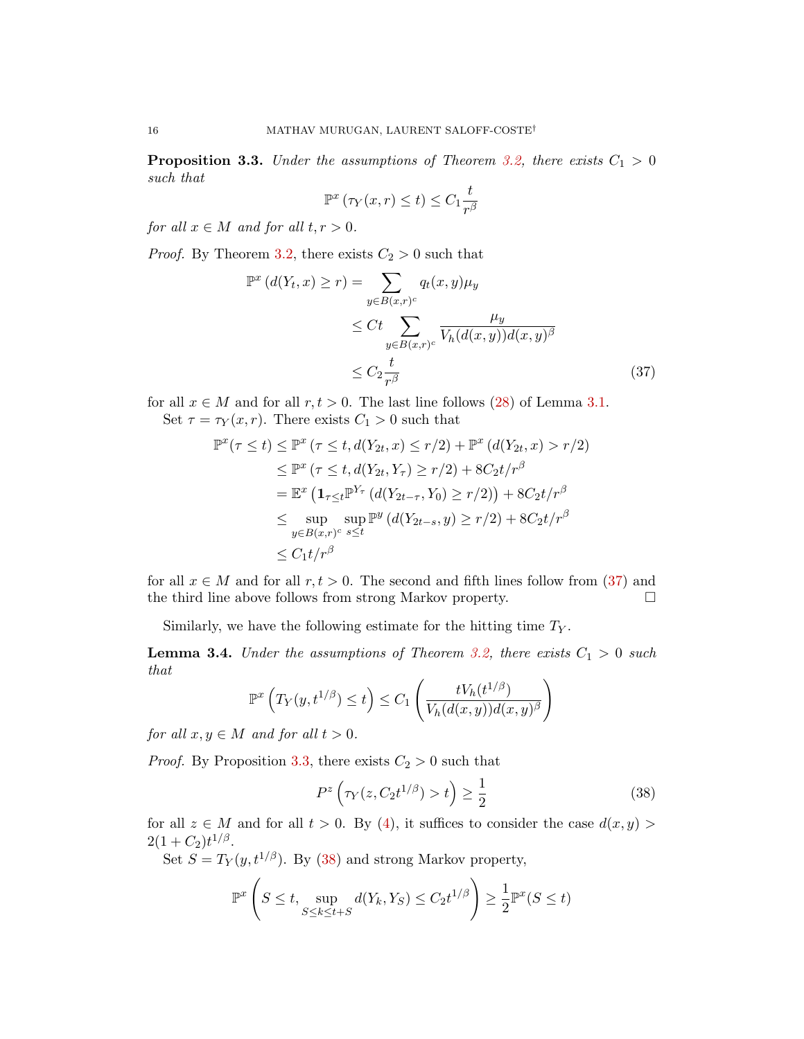**Proposition 3.3.** *Under the assumptions of Theorem 3.2, there exists $C_1 > 0$ such that*

$$\mathbb{P}^x\left(\tau_Y(x,r) \le t\right) \le C_1 \frac{t}{r^\beta}$$

*for all $x \in M$ and for all $t, r > 0$.*

*Proof.* By Theorem 3.2, there exists $C_2 > 0$ such that

$$\begin{aligned}
\mathbb{P}^x\left(d(Y_t,x) \ge r\right) &= \sum_{y \in B(x,r)^c} q_t(x,y)\mu_y \\
&\le Ct \sum_{y \in B(x,r)^c} \frac{\mu_y}{V_h(d(x,y))d(x,y)^\beta} \\
&\le C_2 \frac{t}{r^\beta} \qquad (37)
\end{aligned}$$

for all $x \in M$ and for all $r, t > 0$. The last line follows (28) of Lemma 3.1.

Set $\tau = \tau_Y(x,r)$. There exists $C_1 > 0$ such that

$$\begin{aligned}
\mathbb{P}^x(\tau \le t) &\le \mathbb{P}^x\left(\tau \le t, d(Y_{2t},x) \le r/2\right) + \mathbb{P}^x\left(d(Y_{2t},x) > r/2\right) \\
&\le \mathbb{P}^x\left(\tau \le t, d(Y_{2t},Y_\tau) \ge r/2\right) + 8C_2 t/r^\beta \\
&= \mathbb{E}^x\left(\mathbf{1}_{\tau \le t}\mathbb{P}^{Y_\tau}\left(d(Y_{2t-\tau},Y_0) \ge r/2\right)\right) + 8C_2 t/r^\beta \\
&\le \sup_{y \in B(x,r)^c} \sup_{s \le t} \mathbb{P}^y\left(d(Y_{2t-s},y) \ge r/2\right) + 8C_2 t/r^\beta \\
&\le C_1 t/r^\beta
\end{aligned}$$

for all $x \in M$ and for all $r, t > 0$. The second and fifth lines follow from (37) and the third line above follows from strong Markov property. $\square$

Similarly, we have the following estimate for the hitting time $T_Y$.

**Lemma 3.4.** *Under the assumptions of Theorem 3.2, there exists $C_1 > 0$ such that*

$$\mathbb{P}^x\left(T_Y(y,t^{1/\beta}) \le t\right) \le C_1 \left(\frac{tV_h(t^{1/\beta})}{V_h(d(x,y))d(x,y)^\beta}\right)$$

*for all $x, y \in M$ and for all $t > 0$.*

*Proof.* By Proposition 3.3, there exists $C_2 > 0$ such that

$$P^z\left(\tau_Y(z, C_2 t^{1/\beta}) > t\right) \ge \frac{1}{2} \qquad (38)$$

for all $z \in M$ and for all $t > 0$. By (4), it suffices to consider the case $d(x,y) > 2(1+C_2)t^{1/\beta}$.

Set $S = T_Y(y,t^{1/\beta})$. By (38) and strong Markov property,

$$\mathbb{P}^x\left(S \le t, \sup_{S \le k \le t+S} d(Y_k,Y_S) \le C_2 t^{1/\beta}\right) \ge \frac{1}{2}\mathbb{P}^x(S \le t)$$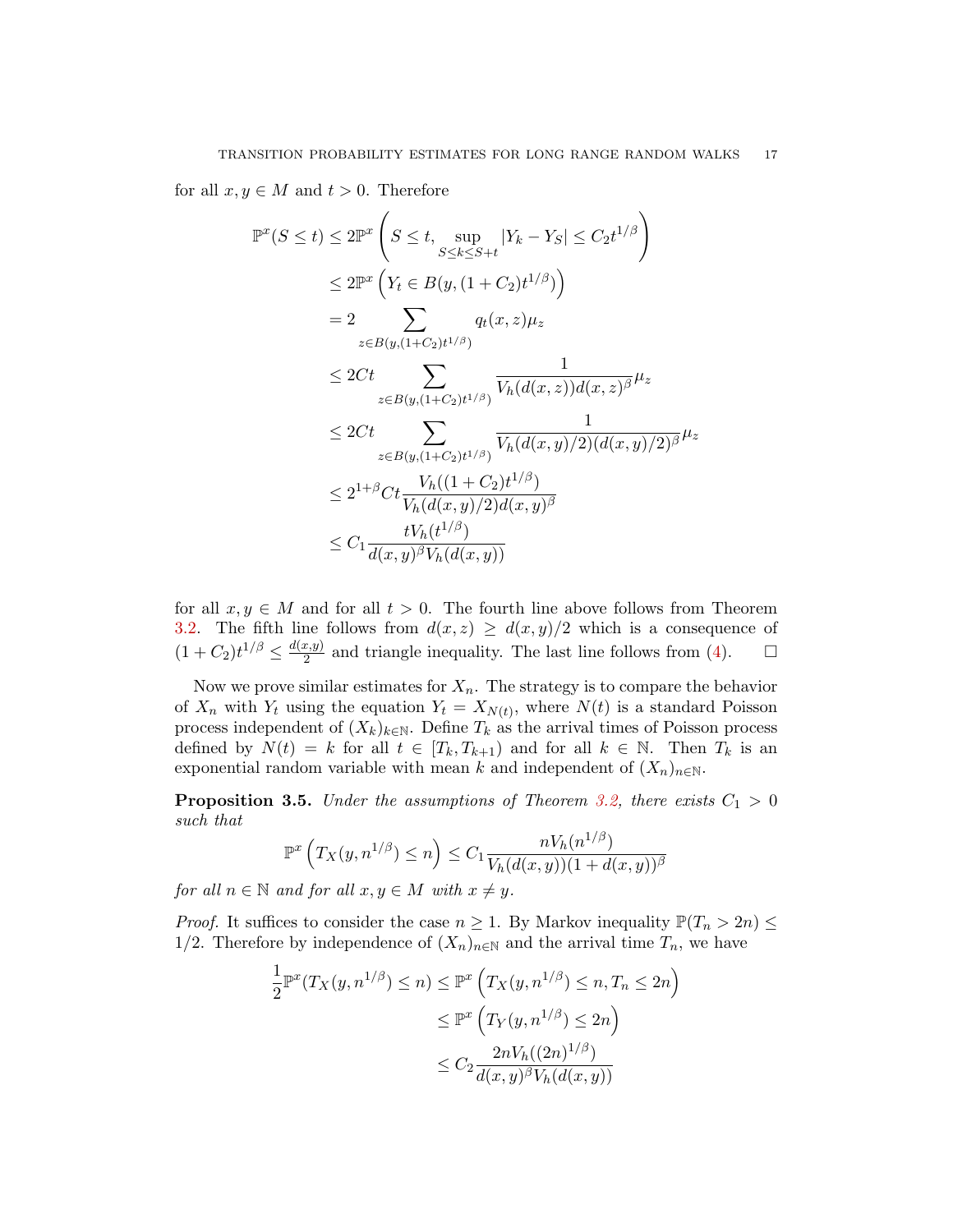for all $x, y \in M$ and $t > 0$. Therefore

$$
\begin{aligned}
\mathbb{P}^x(S \le t) &\le 2\mathbb{P}^x\left(S \le t, \sup_{S \le k \le S+t} |Y_k - Y_S| \le C_2 t^{1/\beta}\right) \\
&\le 2\mathbb{P}^x\left(Y_t \in B(y, (1+C_2)t^{1/\beta})\right) \\
&= 2\sum_{z \in B(y,(1+C_2)t^{1/\beta})} q_t(x,z)\mu_z \\
&\le 2Ct \sum_{z \in B(y,(1+C_2)t^{1/\beta})} \frac{1}{V_h(d(x,z))d(x,z)^\beta}\mu_z \\
&\le 2Ct \sum_{z \in B(y,(1+C_2)t^{1/\beta})} \frac{1}{V_h(d(x,y)/2)(d(x,y)/2)^\beta}\mu_z \\
&\le 2^{1+\beta}Ct \frac{V_h((1+C_2)t^{1/\beta})}{V_h(d(x,y)/2)d(x,y)^\beta} \\
&\le C_1 \frac{tV_h(t^{1/\beta})}{d(x,y)^\beta V_h(d(x,y))}
\end{aligned}
$$

for all $x, y \in M$ and for all $t > 0$. The fourth line above follows from Theorem 3.2. The fifth line follows from $d(x,z) \ge d(x,y)/2$ which is a consequence of $(1+C_2)t^{1/\beta} \le \frac{d(x,y)}{2}$ and triangle inequality. The last line follows from (4). $\square$

Now we prove similar estimates for $X_n$. The strategy is to compare the behavior of $X_n$ with $Y_t$ using the equation $Y_t = X_{N(t)}$, where $N(t)$ is a standard Poisson process independent of $(X_k)_{k\in\mathbb{N}}$. Define $T_k$ as the arrival times of Poisson process defined by $N(t) = k$ for all $t \in [T_k, T_{k+1})$ and for all $k \in \mathbb{N}$. Then $T_k$ is an exponential random variable with mean $k$ and independent of $(X_n)_{n\in\mathbb{N}}$.

**Proposition 3.5.** *Under the assumptions of Theorem 3.2, there exists $C_1 > 0$ such that*

$$
\mathbb{P}^x\left(T_X(y, n^{1/\beta}) \le n\right) \le C_1 \frac{nV_h(n^{1/\beta})}{V_h(d(x,y))(1+d(x,y))^\beta}
$$

*for all $n \in \mathbb{N}$ and for all $x, y \in M$ with $x \neq y$.*

*Proof.* It suffices to consider the case $n \ge 1$. By Markov inequality $\mathbb{P}(T_n > 2n) \le 1/2$. Therefore by independence of $(X_n)_{n\in\mathbb{N}}$ and the arrival time $T_n$, we have

$$
\begin{aligned}
\frac{1}{2}\mathbb{P}^x(T_X(y, n^{1/\beta}) \le n) &\le \mathbb{P}^x\left(T_X(y, n^{1/\beta}) \le n, T_n \le 2n\right) \\
&\le \mathbb{P}^x\left(T_Y(y, n^{1/\beta}) \le 2n\right) \\
&\le C_2 \frac{2nV_h((2n)^{1/\beta})}{d(x,y)^\beta V_h(d(x,y))}
\end{aligned}
$$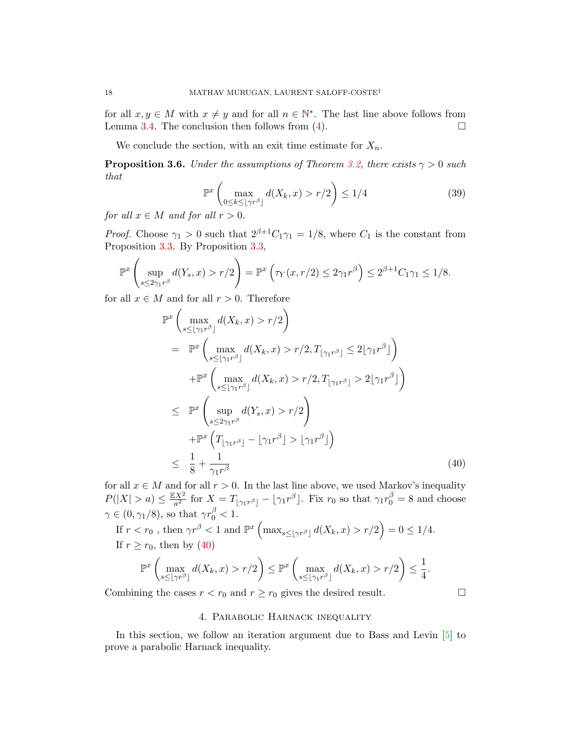for all $x, y \in M$ with $x \neq y$ and for all $n \in \mathbb{N}^*$. The last line above follows from Lemma 3.4. The conclusion then follows from (4). $\square$

We conclude the section, with an exit time estimate for $X_n$.

**Proposition 3.6.** *Under the assumptions of Theorem 3.2, there exists $\gamma > 0$ such that*

$$\mathbb{P}^x \left( \max_{0 \leq k \leq \lfloor \gamma r^\beta \rfloor} d(X_k, x) > r/2 \right) \leq 1/4 \tag{39}$$

*for all $x \in M$ and for all $r > 0$.*

*Proof.* Choose $\gamma_1 > 0$ such that $2^{\beta+1} C_1 \gamma_1 = 1/8$, where $C_1$ is the constant from Proposition 3.3. By Proposition 3.3,

$$\mathbb{P}^x \left( \sup_{s \leq 2\gamma_1 r^\beta} d(Y_s, x) > r/2 \right) = \mathbb{P}^x \left( \tau_Y(x, r/2) \leq 2\gamma_1 r^\beta \right) \leq 2^{\beta+1} C_1 \gamma_1 \leq 1/8.$$

for all $x \in M$ and for all $r > 0$. Therefore

$$\begin{aligned}
&\mathbb{P}^x \left( \max_{s \leq \lfloor \gamma_1 r^\beta \rfloor} d(X_k, x) > r/2 \right) \\
&= \mathbb{P}^x \left( \max_{s \leq \lfloor \gamma_1 r^\beta \rfloor} d(X_k, x) > r/2, T_{\lfloor \gamma_1 r^\beta \rfloor} \leq 2 \lfloor \gamma_1 r^\beta \rfloor \right) \\
&\quad + \mathbb{P}^x \left( \max_{s \leq \lfloor \gamma_1 r^\beta \rfloor} d(X_k, x) > r/2, T_{\lfloor \gamma_1 r^\beta \rfloor} > 2 \lfloor \gamma_1 r^\beta \rfloor \right) \\
&\leq \mathbb{P}^x \left( \sup_{s \leq 2\gamma_1 r^\beta} d(Y_s, x) > r/2 \right) \\
&\quad + \mathbb{P}^x \left( T_{\lfloor \gamma_1 r^\beta \rfloor} - \lfloor \gamma_1 r^\beta \rfloor > \lfloor \gamma_1 r^\beta \rfloor \right) \\
&\leq \frac{1}{8} + \frac{1}{\gamma_1 r^\beta}
\end{aligned} \tag{40}$$

for all $x \in M$ and for all $r > 0$. In the last line above, we used Markov's inequality $P(|X| > a) \leq \frac{\mathbb{E} X^2}{a^2}$ for $X = T_{\lfloor \gamma_1 r^\beta \rfloor} - \lfloor \gamma_1 r^\beta \rfloor$. Fix $r_0$ so that $\gamma_1 r_0^\beta = 8$ and choose $\gamma \in (0, \gamma_1/8)$, so that $\gamma r_0^\beta < 1$.

If $r < r_0$ , then $\gamma r^\beta < 1$ and $\mathbb{P}^x \left( \max_{s \leq \lfloor \gamma r^\beta \rfloor} d(X_k, x) > r/2 \right) = 0 \leq 1/4$.

If $r \geq r_0$, then by (40)

$$\mathbb{P}^x \left( \max_{s \leq \lfloor \gamma r^\beta \rfloor} d(X_k, x) > r/2 \right) \leq \mathbb{P}^x \left( \max_{s \leq \lfloor \gamma_1 r^\beta \rfloor} d(X_k, x) > r/2 \right) \leq \frac{1}{4}.$$

Combining the cases $r < r_0$ and $r \geq r_0$ gives the desired result. $\square$

## 4. Parabolic Harnack inequality

In this section, we follow an iteration argument due to Bass and Levin [5] to prove a parabolic Harnack inequality.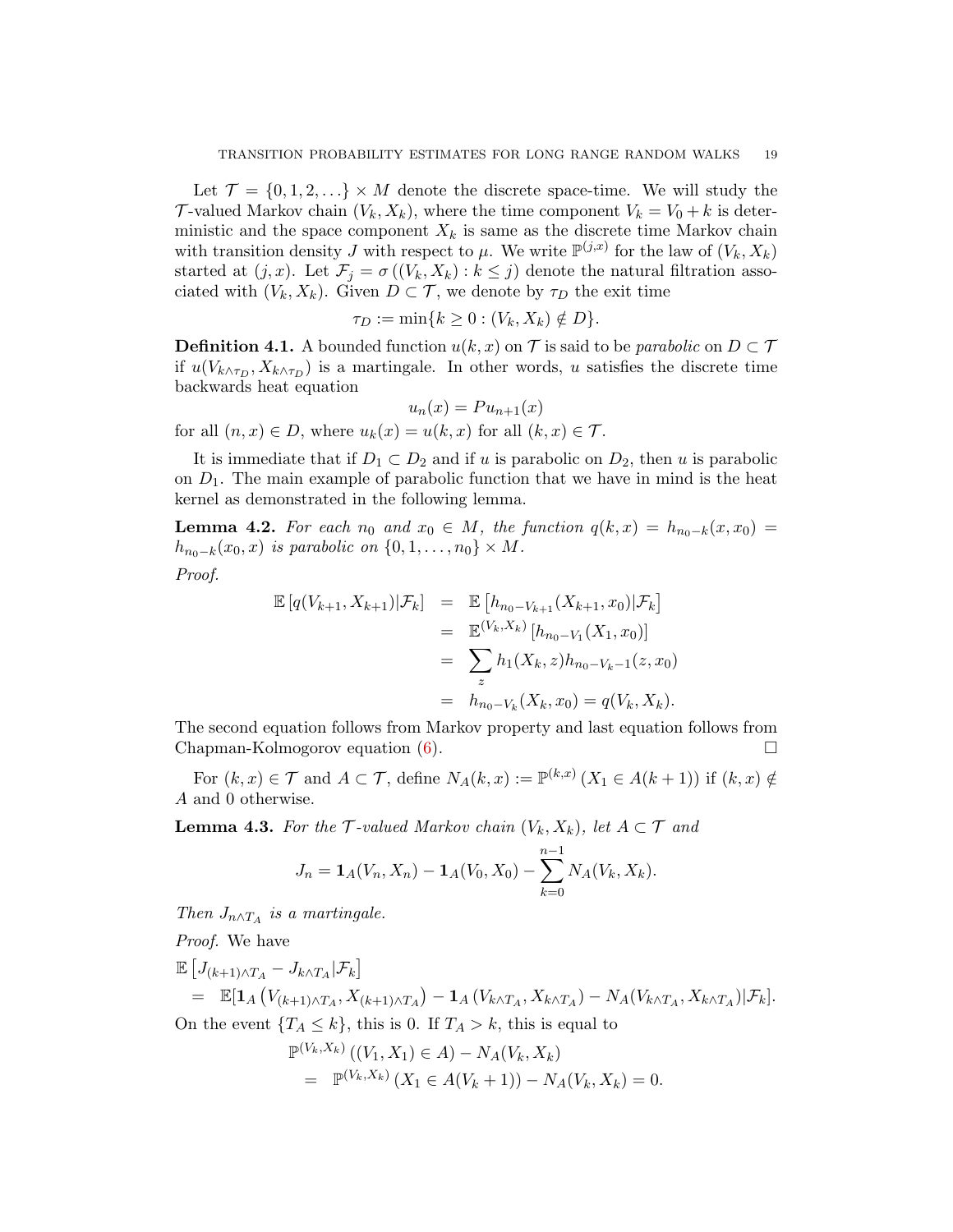Let $\mathcal{T} = \{0, 1, 2, \ldots\} \times M$ denote the discrete space-time. We will study the $\mathcal{T}$-valued Markov chain $(V_k, X_k)$, where the time component $V_k = V_0 + k$ is deterministic and the space component $X_k$ is same as the discrete time Markov chain with transition density $J$ with respect to $\mu$. We write $\mathbb{P}^{(j,x)}$ for the law of $(V_k, X_k)$ started at $(j, x)$. Let $\mathcal{F}_j = \sigma((V_k, X_k) : k \leq j)$ denote the natural filtration associated with $(V_k, X_k)$. Given $D \subset \mathcal{T}$, we denote by $\tau_D$ the exit time

$$\tau_D := \min\{k \geq 0 : (V_k, X_k) \notin D\}.$$

**Definition 4.1.** A bounded function $u(k, x)$ on $\mathcal{T}$ is said to be *parabolic* on $D \subset \mathcal{T}$ if $u(V_{k\wedge\tau_D}, X_{k\wedge\tau_D})$ is a martingale. In other words, $u$ satisfies the discrete time backwards heat equation

$$u_n(x) = Pu_{n+1}(x)$$

for all $(n, x) \in D$, where $u_k(x) = u(k, x)$ for all $(k, x) \in \mathcal{T}$.

It is immediate that if $D_1 \subset D_2$ and if $u$ is parabolic on $D_2$, then $u$ is parabolic on $D_1$. The main example of parabolic function that we have in mind is the heat kernel as demonstrated in the following lemma.

**Lemma 4.2.** *For each $n_0$ and $x_0 \in M$, the function $q(k, x) = h_{n_0-k}(x, x_0) = h_{n_0-k}(x_0, x)$ is parabolic on $\{0, 1, \ldots, n_0\} \times M$.*

*Proof.*

$$\begin{aligned}
\mathbb{E}\left[q(V_{k+1}, X_{k+1})|\mathcal{F}_k\right] &= \mathbb{E}\left[h_{n_0-V_{k+1}}(X_{k+1}, x_0)|\mathcal{F}_k\right] \\
&= \mathbb{E}^{(V_k,X_k)}\left[h_{n_0-V_1}(X_1, x_0)\right] \\
&= \sum_z h_1(X_k, z)h_{n_0-V_k-1}(z, x_0) \\
&= h_{n_0-V_k}(X_k, x_0) = q(V_k, X_k).
\end{aligned}$$

The second equation follows from Markov property and last equation follows from Chapman-Kolmogorov equation (6). $\square$

For $(k, x) \in \mathcal{T}$ and $A \subset \mathcal{T}$, define $N_A(k, x) := \mathbb{P}^{(k,x)}(X_1 \in A(k+1))$ if $(k, x) \notin A$ and 0 otherwise.

**Lemma 4.3.** *For the $\mathcal{T}$-valued Markov chain $(V_k, X_k)$, let $A \subset \mathcal{T}$ and*

$$J_n = \mathbf{1}_A(V_n, X_n) - \mathbf{1}_A(V_0, X_0) - \sum_{k=0}^{n-1} N_A(V_k, X_k).$$

*Then $J_{n\wedge T_A}$ is a martingale.*

*Proof.* We have

$$\begin{aligned}
&\mathbb{E}\left[J_{(k+1)\wedge T_A} - J_{k\wedge T_A}|\mathcal{F}_k\right] \\
&= \mathbb{E}[\mathbf{1}_A\left(V_{(k+1)\wedge T_A}, X_{(k+1)\wedge T_A}\right) - \mathbf{1}_A\left(V_{k\wedge T_A}, X_{k\wedge T_A}\right) - N_A(V_{k\wedge T_A}, X_{k\wedge T_A})|\mathcal{F}_k].
\end{aligned}$$

On the event $\{T_A \leq k\}$, this is 0. If $T_A > k$, this is equal to

$$\begin{aligned}
&\mathbb{P}^{(V_k,X_k)}\left((V_1, X_1) \in A\right) - N_A(V_k, X_k) \\
&= \mathbb{P}^{(V_k,X_k)}\left(X_1 \in A(V_k + 1)\right) - N_A(V_k, X_k) = 0.
\end{aligned}$$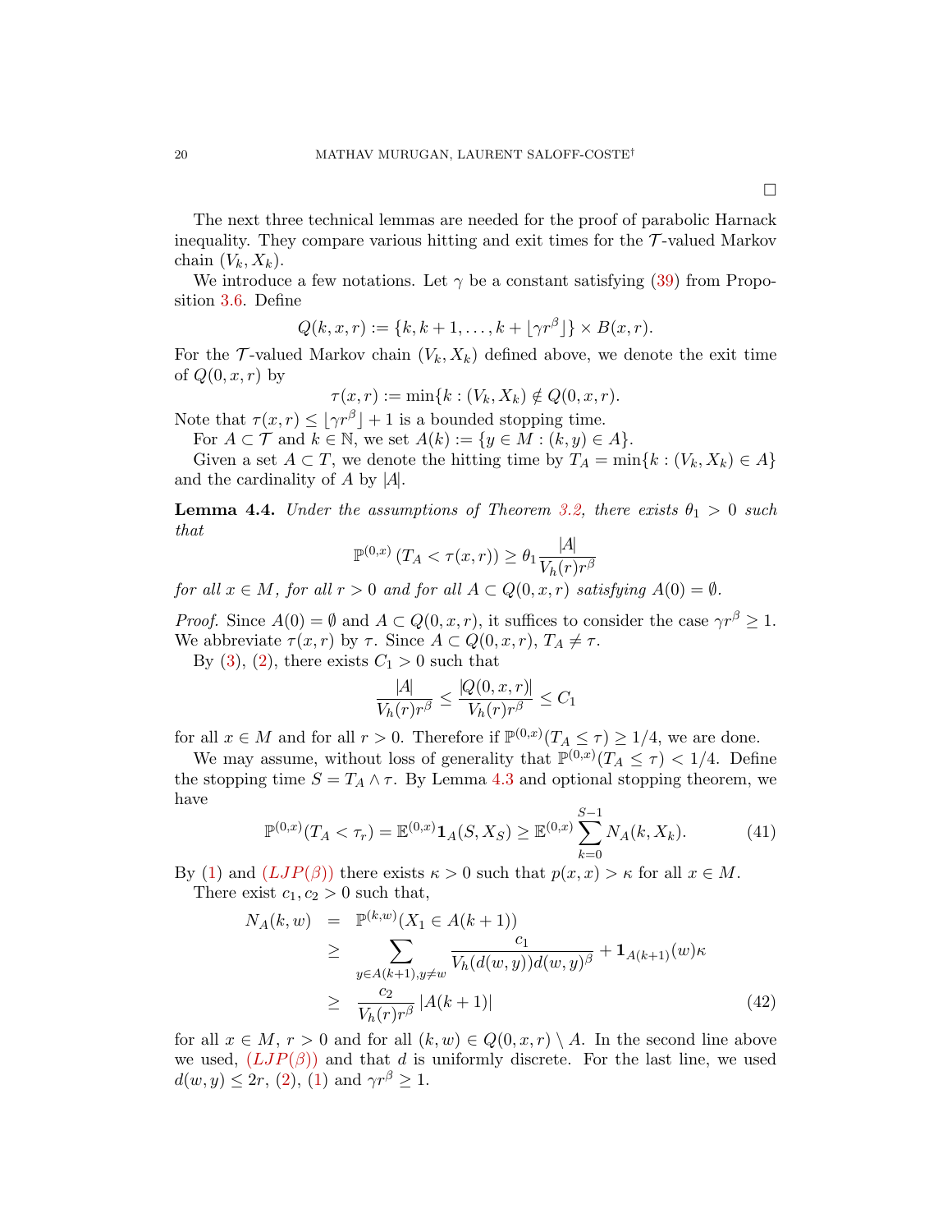□

The next three technical lemmas are needed for the proof of parabolic Harnack inequality. They compare various hitting and exit times for the $\mathcal{T}$-valued Markov chain $(V_k, X_k)$.

We introduce a few notations. Let $\gamma$ be a constant satisfying (39) from Proposition 3.6. Define

$$Q(k,x,r) := \{k, k+1, \ldots, k + \lfloor \gamma r^\beta \rfloor\} \times B(x,r).$$

For the $\mathcal{T}$-valued Markov chain $(V_k, X_k)$ defined above, we denote the exit time of $Q(0,x,r)$ by

$$\tau(x,r) := \min\{k : (V_k, X_k) \notin Q(0,x,r)\}.$$

Note that $\tau(x,r) \leq \lfloor \gamma r^\beta \rfloor + 1$ is a bounded stopping time.

For $A \subset \mathcal{T}$ and $k \in \mathbb{N}$, we set $A(k) := \{y \in M : (k,y) \in A\}$.

Given a set $A \subset T$, we denote the hitting time by $T_A = \min\{k : (V_k, X_k) \in A\}$ and the cardinality of $A$ by $|A|$.

**Lemma 4.4.** *Under the assumptions of Theorem 3.2, there exists $\theta_1 > 0$ such that*

$$\mathbb{P}^{(0,x)}\left(T_A < \tau(x,r)\right) \geq \theta_1 \frac{|A|}{V_h(r) r^\beta}$$

*for all $x \in M$, for all $r > 0$ and for all $A \subset Q(0,x,r)$ satisfying $A(0) = \emptyset$.*

*Proof.* Since $A(0) = \emptyset$ and $A \subset Q(0,x,r)$, it suffices to consider the case $\gamma r^\beta \geq 1$. We abbreviate $\tau(x,r)$ by $\tau$. Since $A \subset Q(0,x,r)$, $T_A \neq \tau$.

By (3), (2), there exists $C_1 > 0$ such that

$$\frac{|A|}{V_h(r) r^\beta} \leq \frac{|Q(0,x,r)|}{V_h(r) r^\beta} \leq C_1$$

for all $x \in M$ and for all $r > 0$. Therefore if $\mathbb{P}^{(0,x)}(T_A \leq \tau) \geq 1/4$, we are done.

We may assume, without loss of generality that $\mathbb{P}^{(0,x)}(T_A \leq \tau) < 1/4$. Define the stopping time $S = T_A \wedge \tau$. By Lemma 4.3 and optional stopping theorem, we have

$$\mathbb{P}^{(0,x)}(T_A < \tau_r) = \mathbb{E}^{(0,x)} \mathbf{1}_A(S, X_S) \geq \mathbb{E}^{(0,x)} \sum_{k=0}^{S-1} N_A(k, X_k). \tag{41}$$

By (1) and $(LJP(\beta))$ there exists $\kappa > 0$ such that $p(x,x) > \kappa$ for all $x \in M$.

There exist $c_1, c_2 > 0$ such that,

$$\begin{aligned} N_A(k,w) &= \mathbb{P}^{(k,w)}(X_1 \in A(k+1)) \\ &\geq \sum_{y \in A(k+1), y \neq w} \frac{c_1}{V_h(d(w,y)) d(w,y)^\beta} + \mathbf{1}_{A(k+1)}(w)\kappa \\ &\geq \frac{c_2}{V_h(r) r^\beta} |A(k+1)| \end{aligned} \tag{42}$$

for all $x \in M$, $r > 0$ and for all $(k,w) \in Q(0,x,r) \setminus A$. In the second line above we used, $(LJP(\beta))$ and that $d$ is uniformly discrete. For the last line, we used $d(w,y) \leq 2r$, (2), (1) and $\gamma r^\beta \geq 1$.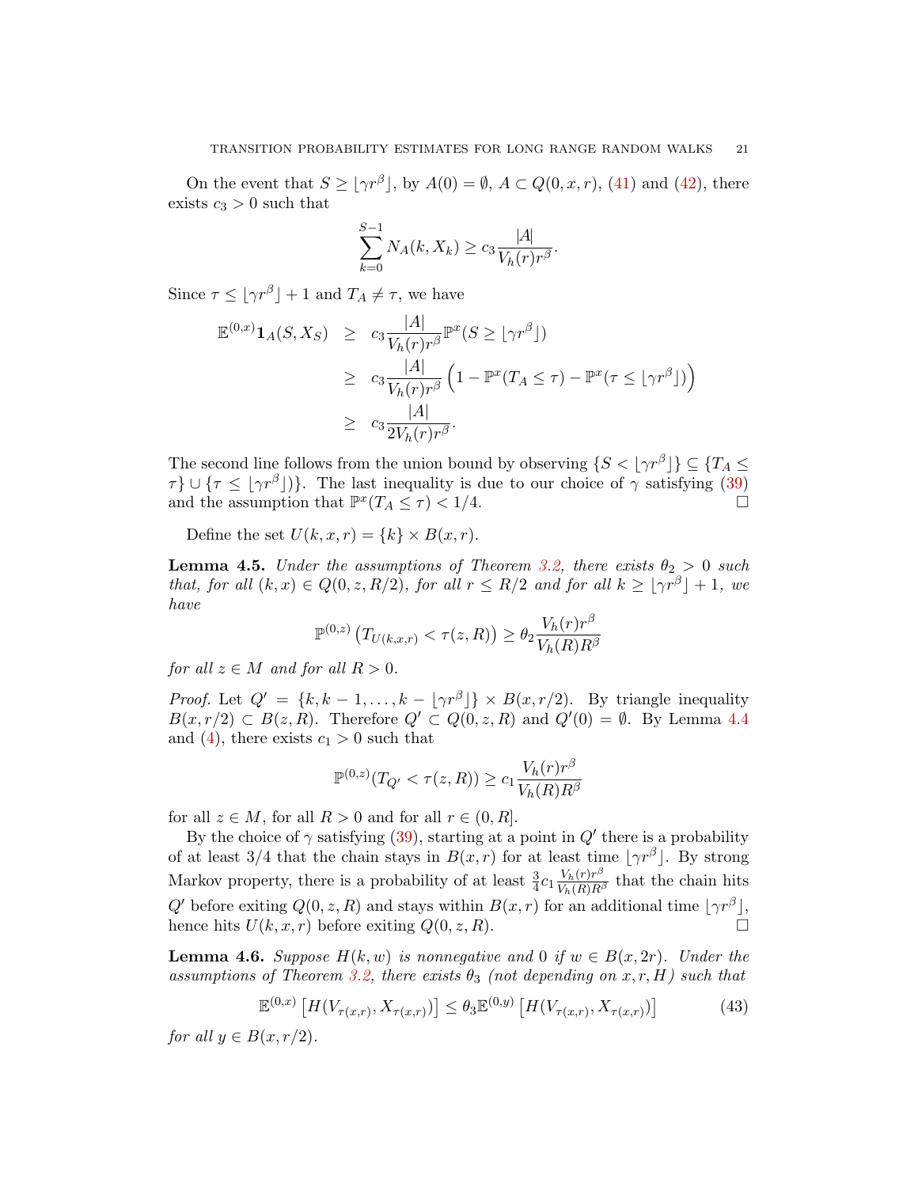On the event that $S \geq \lfloor \gamma r^\beta \rfloor$, by $A(0) = \emptyset$, $A \subset Q(0, x, r)$, (41) and (42), there exists $c_3 > 0$ such that

$$\sum_{k=0}^{S-1} N_A(k, X_k) \geq c_3 \frac{|A|}{V_h(r) r^\beta}.$$

Since $\tau \leq \lfloor \gamma r^\beta \rfloor + 1$ and $T_A \neq \tau$, we have

$$\begin{aligned}
\mathbb{E}^{(0,x)} \mathbf{1}_A(S, X_S) &\geq c_3 \frac{|A|}{V_h(r) r^\beta} \mathbb{P}^x(S \geq \lfloor \gamma r^\beta \rfloor) \\
&\geq c_3 \frac{|A|}{V_h(r) r^\beta} \left( 1 - \mathbb{P}^x(T_A \leq \tau) - \mathbb{P}^x(\tau \leq \lfloor \gamma r^\beta \rfloor) \right) \\
&\geq c_3 \frac{|A|}{2 V_h(r) r^\beta}.
\end{aligned}$$

The second line follows from the union bound by observing $\{S < \lfloor \gamma r^\beta \rfloor\} \subseteq \{T_A \leq \tau\} \cup \{\tau \leq \lfloor \gamma r^\beta \rfloor)\}$. The last inequality is due to our choice of $\gamma$ satisfying (39) and the assumption that $\mathbb{P}^x(T_A \leq \tau) < 1/4$. $\square$

Define the set $U(k, x, r) = \{k\} \times B(x, r)$.

**Lemma 4.5.** *Under the assumptions of Theorem 3.2, there exists $\theta_2 > 0$ such that, for all $(k, x) \in Q(0, z, R/2)$, for all $r \leq R/2$ and for all $k \geq \lfloor \gamma r^\beta \rfloor + 1$, we have*

$$\mathbb{P}^{(0,z)} \left( T_{U(k,x,r)} < \tau(z, R) \right) \geq \theta_2 \frac{V_h(r) r^\beta}{V_h(R) R^\beta}$$

*for all $z \in M$ and for all $R > 0$.*

*Proof.* Let $Q' = \{k, k-1, \ldots, k - \lfloor \gamma r^\beta \rfloor\} \times B(x, r/2)$. By triangle inequality $B(x, r/2) \subset B(z, R)$. Therefore $Q' \subset Q(0, z, R)$ and $Q'(0) = \emptyset$. By Lemma 4.4 and (4), there exists $c_1 > 0$ such that

$$\mathbb{P}^{(0,z)}(T_{Q'} < \tau(z, R)) \geq c_1 \frac{V_h(r) r^\beta}{V_h(R) R^\beta}$$

for all $z \in M$, for all $R > 0$ and for all $r \in (0, R]$.

By the choice of $\gamma$ satisfying (39), starting at a point in $Q'$ there is a probability of at least $3/4$ that the chain stays in $B(x, r)$ for at least time $\lfloor \gamma r^\beta \rfloor$. By strong Markov property, there is a probability of at least $\frac{3}{4} c_1 \frac{V_h(r) r^\beta}{V_h(R) R^\beta}$ that the chain hits $Q'$ before exiting $Q(0, z, R)$ and stays within $B(x, r)$ for an additional time $\lfloor \gamma r^\beta \rfloor$, hence hits $U(k, x, r)$ before exiting $Q(0, z, R)$. $\square$

**Lemma 4.6.** *Suppose $H(k, w)$ is nonnegative and 0 if $w \in B(x, 2r)$. Under the assumptions of Theorem 3.2, there exists $\theta_3$ (not depending on $x, r, H$) such that*

$$\mathbb{E}^{(0,x)} \left[ H(V_{\tau(x,r)}, X_{\tau(x,r)}) \right] \leq \theta_3 \mathbb{E}^{(0,y)} \left[ H(V_{\tau(x,r)}, X_{\tau(x,r)}) \right] \tag{43}$$

*for all $y \in B(x, r/2)$.*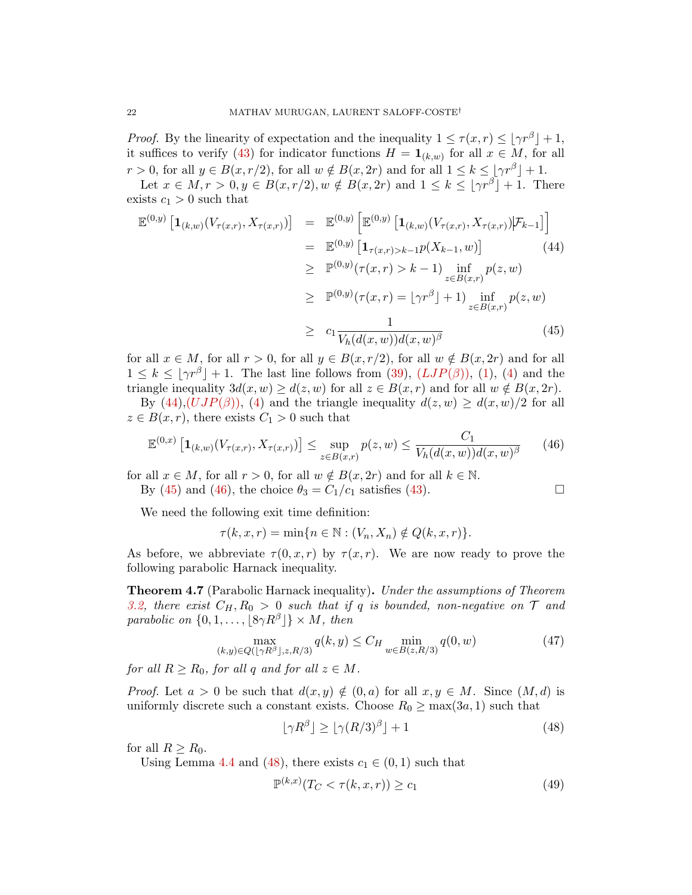*Proof.* By the linearity of expectation and the inequality $1 \le \tau(x,r) \le \lfloor \gamma r^\beta \rfloor + 1$, it suffices to verify (43) for indicator functions $H = \mathbf{1}_{(k,w)}$ for all $x \in M$, for all $r > 0$, for all $y \in B(x, r/2)$, for all $w \notin B(x, 2r)$ and for all $1 \le k \le \lfloor \gamma r^\beta \rfloor + 1$.

Let $x \in M, r > 0, y \in B(x, r/2), w \notin B(x, 2r)$ and $1 \le k \le \lfloor \gamma r^\beta \rfloor + 1$. There exists $c_1 > 0$ such that

$$
\begin{aligned}
\mathbb{E}^{(0,y)}\left[\mathbf{1}_{(k,w)}(V_{\tau(x,r)}, X_{\tau(x,r)})\right] &= \mathbb{E}^{(0,y)}\left[\mathbb{E}^{(0,y)}\left[\mathbf{1}_{(k,w)}(V_{\tau(x,r)}, X_{\tau(x,r)}) | \mathcal{F}_{k-1}\right]\right] \\
&= \mathbb{E}^{(0,y)}\left[\mathbf{1}_{\tau(x,r) > k-1} p(X_{k-1}, w)\right] \qquad (44) \\
&\ge \mathbb{P}^{(0,y)}(\tau(x,r) > k-1) \inf_{z \in B(x,r)} p(z,w) \\
&\ge \mathbb{P}^{(0,y)}(\tau(x,r) = \lfloor \gamma r^\beta \rfloor + 1) \inf_{z \in B(x,r)} p(z,w) \\
&\ge c_1 \frac{1}{V_h(d(x,w)) d(x,w)^\beta} \qquad (45)
\end{aligned}
$$

for all $x \in M$, for all $r > 0$, for all $y \in B(x, r/2)$, for all $w \notin B(x, 2r)$ and for all $1 \le k \le \lfloor \gamma r^\beta \rfloor + 1$. The last line follows from (39), $(LJP(\beta))$, (1), (4) and the triangle inequality $3d(x,w) \ge d(z,w)$ for all $z \in B(x,r)$ and for all $w \notin B(x, 2r)$.

By (44),$(UJP(\beta))$, (4) and the triangle inequality $d(z,w) \ge d(x,w)/2$ for all $z \in B(x,r)$, there exists $C_1 > 0$ such that

$$
\mathbb{E}^{(0,x)}\left[\mathbf{1}_{(k,w)}(V_{\tau(x,r)}, X_{\tau(x,r)})\right] \le \sup_{z \in B(x,r)} p(z,w) \le \frac{C_1}{V_h(d(x,w)) d(x,w)^\beta} \qquad (46)
$$

for all $x \in M$, for all $r > 0$, for all $w \notin B(x, 2r)$ and for all $k \in \mathbb{N}$.

By (45) and (46), the choice $\theta_3 = C_1/c_1$ satisfies (43). $\square$

We need the following exit time definition:

$$
\tau(k,x,r) = \min\{n \in \mathbb{N} : (V_n, X_n) \notin Q(k,x,r)\}.
$$

As before, we abbreviate $\tau(0,x,r)$ by $\tau(x,r)$. We are now ready to prove the following parabolic Harnack inequality.

**Theorem 4.7** (Parabolic Harnack inequality)**.** *Under the assumptions of Theorem 3.2, there exist $C_H, R_0 > 0$ such that if $q$ is bounded, non-negative on $\mathcal{T}$ and parabolic on $\{0, 1, \dots, \lfloor 8\gamma R^\beta \rfloor\} \times M$, then*

$$
\max_{(k,y) \in Q(\lfloor \gamma R^\beta \rfloor, z, R/3)} q(k,y) \le C_H \min_{w \in B(z, R/3)} q(0,w) \qquad (47)
$$

*for all $R \ge R_0$, for all $q$ and for all $z \in M$.*

*Proof.* Let $a > 0$ be such that $d(x,y) \notin (0,a)$ for all $x, y \in M$. Since $(M,d)$ is uniformly discrete such a constant exists. Choose $R_0 \ge \max(3a, 1)$ such that

$$
\lfloor \gamma R^\beta \rfloor \ge \lfloor \gamma (R/3)^\beta \rfloor + 1 \qquad (48)
$$

for all $R \ge R_0$.

Using Lemma 4.4 and (48), there exists $c_1 \in (0,1)$ such that

$$
\mathbb{P}^{(k,x)}(T_C < \tau(k,x,r)) \ge c_1 \qquad (49)
$$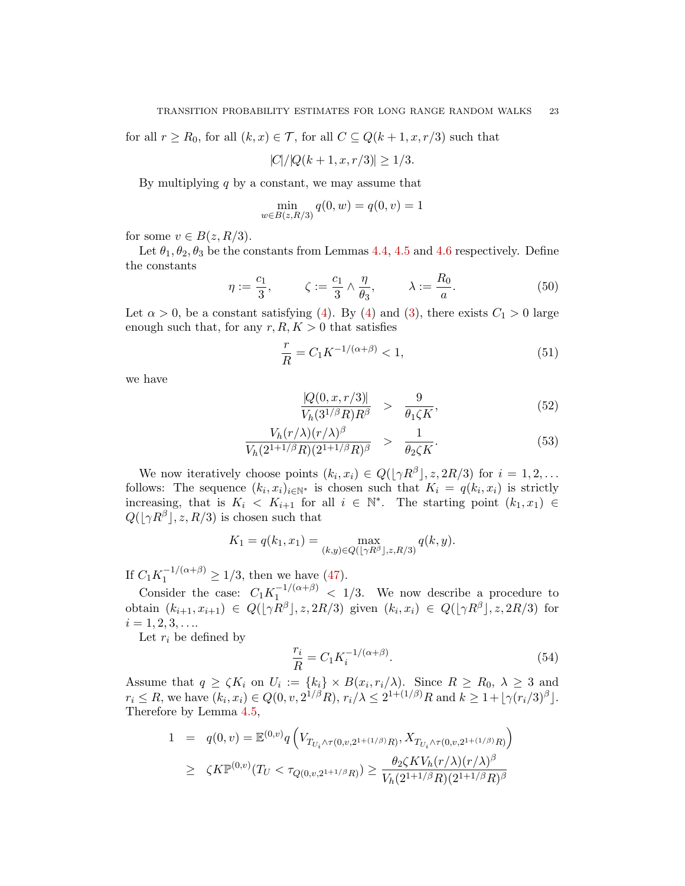for all $r \geq R_0$, for all $(k,x) \in \mathcal{T}$, for all $C \subseteq Q(k+1, x, r/3)$ such that

$$|C|/|Q(k+1,x,r/3)| \geq 1/3.$$

By multiplying $q$ by a constant, we may assume that

$$\min_{w \in B(z,R/3)} q(0,w) = q(0,v) = 1$$

for some $v \in B(z, R/3)$.

Let $\theta_1, \theta_2, \theta_3$ be the constants from Lemmas 4.4, 4.5 and 4.6 respectively. Define the constants

$$\eta := \frac{c_1}{3}, \qquad \zeta := \frac{c_1}{3} \wedge \frac{\eta}{\theta_3}, \qquad \lambda := \frac{R_0}{a}. \tag{50}$$

Let $\alpha > 0$, be a constant satisfying (4). By (4) and (3), there exists $C_1 > 0$ large enough such that, for any $r, R, K > 0$ that satisfies

$$\frac{r}{R} = C_1 K^{-1/(\alpha+\beta)} < 1, \tag{51}$$

we have

$$\frac{|Q(0,x,r/3)|}{V_h(3^{1/\beta}R)R^\beta} > \frac{9}{\theta_1 \zeta K}, \tag{52}$$

$$\frac{V_h(r/\lambda)(r/\lambda)^\beta}{V_h(2^{1+1/\beta}R)(2^{1+1/\beta}R)^\beta} > \frac{1}{\theta_2 \zeta K}. \tag{53}$$

We now iteratively choose points $(k_i, x_i) \in Q(\lfloor \gamma R^\beta \rfloor, z, 2R/3)$ for $i = 1, 2, \ldots$ follows: The sequence $(k_i, x_i)_{i \in \mathbb{N}^*}$ is chosen such that $K_i = q(k_i, x_i)$ is strictly increasing, that is $K_i < K_{i+1}$ for all $i \in \mathbb{N}^*$. The starting point $(k_1, x_1) \in Q(\lfloor \gamma R^\beta \rfloor, z, R/3)$ is chosen such that

$$K_1 = q(k_1, x_1) = \max_{(k,y) \in Q(\lfloor \gamma R^\beta \rfloor, z, R/3)} q(k,y).$$

If $C_1 K_1^{-1/(\alpha+\beta)} \geq 1/3$, then we have (47).

Consider the case: $C_1 K_1^{-1/(\alpha+\beta)} < 1/3$. We now describe a procedure to obtain $(k_{i+1}, x_{i+1}) \in Q(\lfloor \gamma R^\beta \rfloor, z, 2R/3)$ given $(k_i, x_i) \in Q(\lfloor \gamma R^\beta \rfloor, z, 2R/3)$ for $i = 1, 2, 3, \ldots$.

Let $r_i$ be defined by

$$\frac{r_i}{R} = C_1 K_i^{-1/(\alpha+\beta)}. \tag{54}$$

Assume that $q \geq \zeta K_i$ on $U_i := \{k_i\} \times B(x_i, r_i/\lambda)$. Since $R \geq R_0$, $\lambda \geq 3$ and $r_i \leq R$, we have $(k_i, x_i) \in Q(0, v, 2^{1/\beta} R)$, $r_i/\lambda \leq 2^{1+(1/\beta)} R$ and $k \geq 1 + \lfloor \gamma (r_i/3)^\beta \rfloor$. Therefore by Lemma 4.5,

$$\begin{aligned}
1 &= q(0,v) = \mathbb{E}^{(0,v)} q\left(V_{T_{U_i} \wedge \tau(0,v,2^{1+(1/\beta)}R)}, X_{T_{U_i} \wedge \tau(0,v,2^{1+(1/\beta)}R)}\right) \\
&\geq \zeta K \mathbb{P}^{(0,v)}(T_U < \tau_{Q(0,v,2^{1+1/\beta}R)}) \geq \frac{\theta_2 \zeta K V_h(r/\lambda)(r/\lambda)^\beta}{V_h(2^{1+1/\beta}R)(2^{1+1/\beta}R)^\beta}
\end{aligned}$$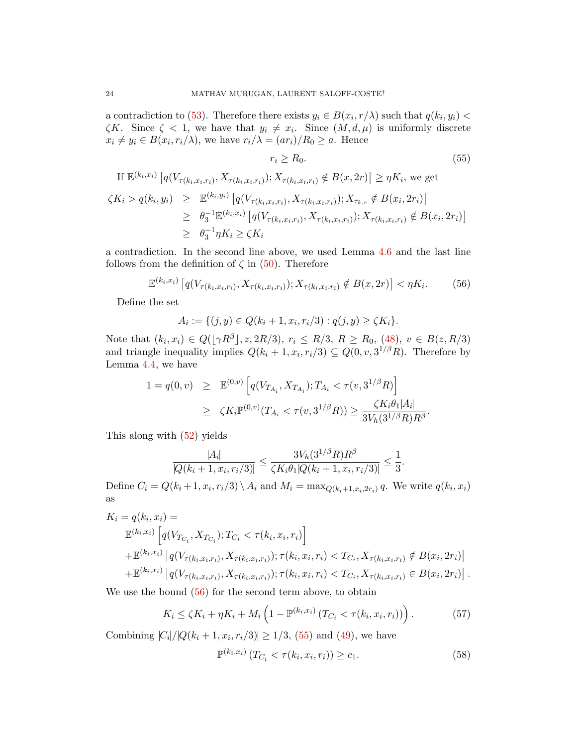a contradiction to (53). Therefore there exists $y_i \in B(x_i, r/\lambda)$ such that $q(k_i, y_i) < \zeta K$. Since $\zeta < 1$, we have that $y_i \neq x_i$. Since $(M, d, \mu)$ is uniformly discrete $x_i \neq y_i \in B(x_i, r_i/\lambda)$, we have $r_i/\lambda = (ar_i)/R_0 \geq a$. Hence

$$r_i \geq R_0. \tag{55}$$

If $\mathbb{E}^{(k_i,x_i)}\left[q(V_{\tau(k_i,x_i,r_i)}, X_{\tau(k_i,x_i,r_i)}); X_{\tau(k_i,x_i,r_i)} \notin B(x,2r)\right] \geq \eta K_i$, we get

$$\begin{aligned}
\zeta K_i > q(k_i, y_i) &\geq \mathbb{E}^{(k_i,y_i)}\left[q(V_{\tau(k_i,x_i,r_i)}, X_{\tau(k_i,x_i,r_i)}); X_{\tau_{k,r}} \notin B(x_i,2r_i)\right] \\
&\geq \theta_3^{-1}\mathbb{E}^{(k_i,x_i)}\left[q(V_{\tau(k_i,x_i,r_i)}, X_{\tau(k_i,x_i,r_i)}); X_{\tau(k_i,x_i,r_i)} \notin B(x_i,2r_i)\right] \\
&\geq \theta_3^{-1}\eta K_i \geq \zeta K_i
\end{aligned}$$

a contradiction. In the second line above, we used Lemma 4.6 and the last line follows from the definition of $\zeta$ in (50). Therefore

$$\mathbb{E}^{(k_i,x_i)}\left[q(V_{\tau(k_i,x_i,r_i)}, X_{\tau(k_i,x_i,r_i)}); X_{\tau(k_i,x_i,r_i)} \notin B(x,2r)\right] < \eta K_i. \tag{56}$$

Define the set

$$A_i := \{(j,y) \in Q(k_i+1, x_i, r_i/3) : q(j,y) \geq \zeta K_i\}.$$

Note that $(k_i, x_i) \in Q(\lfloor \gamma R^\beta \rfloor, z, 2R/3)$, $r_i \leq R/3$, $R \geq R_0$, (48), $v \in B(z, R/3)$ and triangle inequality implies $Q(k_i+1, x_i, r_i/3) \subseteq Q(0, v, 3^{1/\beta}R)$. Therefore by Lemma 4.4, we have

$$\begin{aligned}
1 = q(0,v) &\geq \mathbb{E}^{(0,v)}\left[q(V_{T_{A_i}}, X_{T_{A_i}}); T_{A_i} < \tau(v, 3^{1/\beta}R)\right] \\
&\geq \zeta K_i \mathbb{P}^{(0,v)}(T_{A_i} < \tau(v, 3^{1/\beta}R)) \geq \frac{\zeta K_i \theta_1 |A_i|}{3V_h(3^{1/\beta}R)R^\beta}.
\end{aligned}$$

This along with (52) yields

$$\frac{|A_i|}{|Q(k_i+1, x_i, r_i/3)|} \leq \frac{3V_h(3^{1/\beta}R)R^\beta}{\zeta K_i \theta_1 |Q(k_i+1, x_i, r_i/3)|} \leq \frac{1}{3}.$$

Define $C_i = Q(k_i+1, x_i, r_i/3) \setminus A_i$ and $M_i = \max_{Q(k_i+1, x_i, 2r_i)} q$. We write $q(k_i, x_i)$ as

$$\begin{aligned}
K_i = q(k_i, x_i) &= \\
&\mathbb{E}^{(k_i,x_i)}\left[q(V_{T_{C_i}}, X_{T_{C_i}}); T_{C_i} < \tau(k_i, x_i, r_i)\right] \\
&+ \mathbb{E}^{(k_i,x_i)}\left[q(V_{\tau(k_i,x_i,r_i)}, X_{\tau(k_i,x_i,r_i)}); \tau(k_i,x_i,r_i) < T_{C_i}, X_{\tau(k_i,x_i,r_i)} \notin B(x_i,2r_i)\right] \\
&+ \mathbb{E}^{(k_i,x_i)}\left[q(V_{\tau(k_i,x_i,r_i)}, X_{\tau(k_i,x_i,r_i)}); \tau(k_i,x_i,r_i) < T_{C_i}, X_{\tau(k_i,x_i,r_i)} \in B(x_i,2r_i)\right].
\end{aligned}$$

We use the bound (56) for the second term above, to obtain

$$K_i \leq \zeta K_i + \eta K_i + M_i\left(1 - \mathbb{P}^{(k_i,x_i)}\left(T_{C_i} < \tau(k_i, x_i, r_i)\right)\right). \tag{57}$$

Combining $|C_i|/|Q(k_i+1, x_i, r_i/3)| \geq 1/3$, (55) and (49), we have

$$\mathbb{P}^{(k_i,x_i)}\left(T_{C_i} < \tau(k_i, x_i, r_i)\right) \geq c_1. \tag{58}$$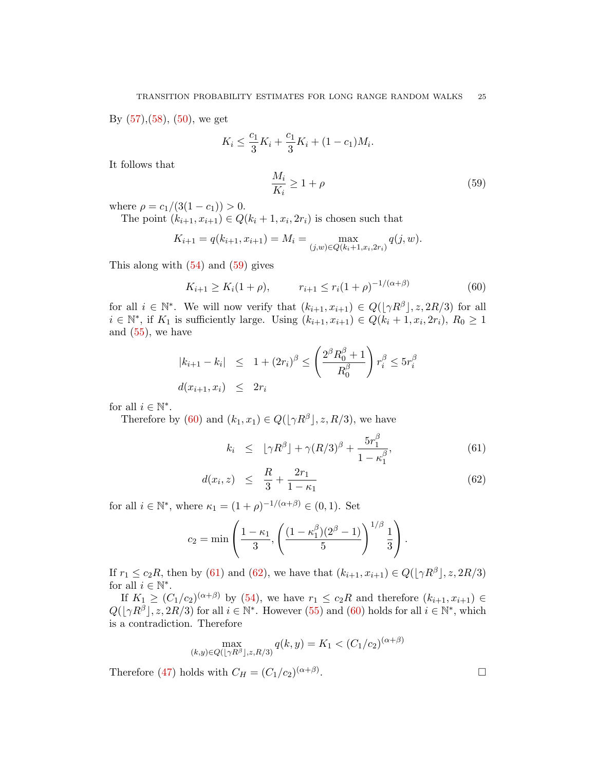By (57),(58), (50), we get

$$K_i \leq \frac{c_1}{3} K_i + \frac{c_1}{3} K_i + (1 - c_1) M_i.$$

It follows that

$$\frac{M_i}{K_i} \geq 1 + \rho \tag{59}$$

where $\rho = c_1/(3(1 - c_1)) > 0$.

The point $(k_{i+1}, x_{i+1}) \in Q(k_i + 1, x_i, 2r_i)$ is chosen such that

$$K_{i+1} = q(k_{i+1}, x_{i+1}) = M_i = \max_{(j,w) \in Q(k_i+1, x_i, 2r_i)} q(j, w).$$

This along with (54) and (59) gives

$$K_{i+1} \geq K_i(1 + \rho), \qquad r_{i+1} \leq r_i (1 + \rho)^{-1/(\alpha+\beta)} \tag{60}$$

for all $i \in \mathbb{N}^*$. We will now verify that $(k_{i+1}, x_{i+1}) \in Q(\lfloor \gamma R^\beta \rfloor, z, 2R/3)$ for all $i \in \mathbb{N}^*$, if $K_1$ is sufficiently large. Using $(k_{i+1}, x_{i+1}) \in Q(k_i + 1, x_i, 2r_i)$, $R_0 \geq 1$ and (55), we have

$$\begin{aligned}
|k_{i+1} - k_i| &\leq 1 + (2r_i)^\beta \leq \left( \frac{2^\beta R_0^\beta + 1}{R_0^\beta} \right) r_i^\beta \leq 5 r_i^\beta \\
d(x_{i+1}, x_i) &\leq 2r_i
\end{aligned}$$

for all $i \in \mathbb{N}^*$.

Therefore by (60) and $(k_1, x_1) \in Q(\lfloor \gamma R^\beta \rfloor, z, R/3)$, we have

$$k_i \leq \lfloor \gamma R^\beta \rfloor + \gamma (R/3)^\beta + \frac{5 r_1^\beta}{1 - \kappa_1^\beta}, \tag{61}$$

$$d(x_i, z) \leq \frac{R}{3} + \frac{2r_1}{1 - \kappa_1} \tag{62}$$

for all $i \in \mathbb{N}^*$, where $\kappa_1 = (1 + \rho)^{-1/(\alpha+\beta)} \in (0, 1)$. Set

$$c_2 = \min \left( \frac{1 - \kappa_1}{3}, \left( \frac{(1 - \kappa_1^\beta)(2^\beta - 1)}{5} \right)^{1/\beta} \frac{1}{3} \right).$$

If $r_1 \leq c_2 R$, then by (61) and (62), we have that $(k_{i+1}, x_{i+1}) \in Q(\lfloor \gamma R^\beta \rfloor, z, 2R/3)$ for all $i \in \mathbb{N}^*$.

If $K_1 \geq (C_1/c_2)^{(\alpha+\beta)}$ by (54), we have $r_1 \leq c_2 R$ and therefore $(k_{i+1}, x_{i+1}) \in Q(\lfloor \gamma R^\beta \rfloor, z, 2R/3)$ for all $i \in \mathbb{N}^*$. However (55) and (60) holds for all $i \in \mathbb{N}^*$, which is a contradiction. Therefore

$$\max_{(k,y) \in Q(\lfloor \gamma R^\beta \rfloor, z, R/3)} q(k, y) = K_1 < (C_1/c_2)^{(\alpha+\beta)}$$

Therefore (47) holds with $C_H = (C_1/c_2)^{(\alpha+\beta)}$. □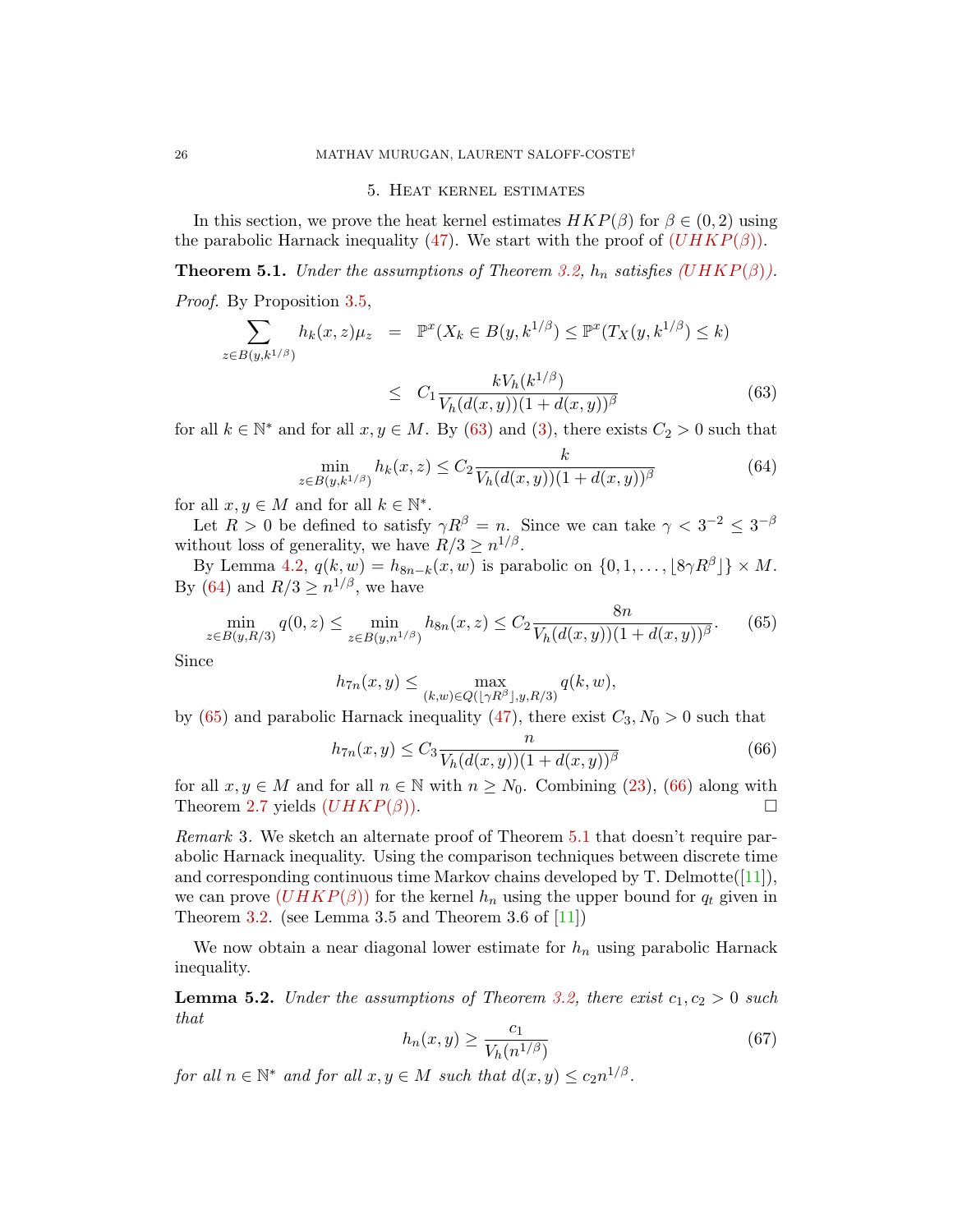## 5. Heat kernel estimates

In this section, we prove the heat kernel estimates $HKP(\beta)$ for $\beta \in (0,2)$ using the parabolic Harnack inequality (47). We start with the proof of $(UHKP(\beta))$.

**Theorem 5.1.** *Under the assumptions of Theorem 3.2, $h_n$ satisfies $(UHKP(\beta))$.*

*Proof.* By Proposition 3.5,

$$\begin{aligned}\sum_{z \in B(y,k^{1/\beta})} h_k(x,z)\mu_z &= \mathbb{P}^x(X_k \in B(y,k^{1/\beta})) \leq \mathbb{P}^x(T_X(y,k^{1/\beta}) \leq k) \\ &\leq C_1 \frac{k V_h(k^{1/\beta})}{V_h(d(x,y))(1+d(x,y))^\beta} \qquad (63)\end{aligned}$$

for all $k \in \mathbb{N}^*$ and for all $x, y \in M$. By (63) and (3), there exists $C_2 > 0$ such that

$$\min_{z \in B(y,k^{1/\beta})} h_k(x,z) \leq C_2 \frac{k}{V_h(d(x,y))(1+d(x,y))^\beta} \qquad (64)$$

for all $x, y \in M$ and for all $k \in \mathbb{N}^*$.

Let $R > 0$ be defined to satisfy $\gamma R^\beta = n$. Since we can take $\gamma < 3^{-2} \leq 3^{-\beta}$ without loss of generality, we have $R/3 \geq n^{1/\beta}$.

By Lemma 4.2, $q(k,w) = h_{8n-k}(x,w)$ is parabolic on $\{0, 1, \ldots, \lfloor 8\gamma R^\beta \rfloor\} \times M$. By (64) and $R/3 \geq n^{1/\beta}$, we have

$$\min_{z \in B(y,R/3)} q(0,z) \leq \min_{z \in B(y,n^{1/\beta})} h_{8n}(x,z) \leq C_2 \frac{8n}{V_h(d(x,y))(1+d(x,y))^\beta}. \qquad (65)$$

Since

$$h_{7n}(x,y) \leq \max_{(k,w) \in Q(\lfloor \gamma R^\beta \rfloor, y, R/3)} q(k,w),$$

by (65) and parabolic Harnack inequality (47), there exist $C_3, N_0 > 0$ such that

$$h_{7n}(x,y) \leq C_3 \frac{n}{V_h(d(x,y))(1+d(x,y))^\beta} \qquad (66)$$

for all $x, y \in M$ and for all $n \in \mathbb{N}$ with $n \geq N_0$. Combining (23), (66) along with Theorem 2.7 yields $(UHKP(\beta))$. $\square$

*Remark* 3. We sketch an alternate proof of Theorem 5.1 that doesn't require parabolic Harnack inequality. Using the comparison techniques between discrete time and corresponding continuous time Markov chains developed by T. Delmotte([11]), we can prove $(UHKP(\beta))$ for the kernel $h_n$ using the upper bound for $q_t$ given in Theorem 3.2. (see Lemma 3.5 and Theorem 3.6 of [11])

We now obtain a near diagonal lower estimate for $h_n$ using parabolic Harnack inequality.

**Lemma 5.2.** *Under the assumptions of Theorem 3.2, there exist $c_1, c_2 > 0$ such that*

$$h_n(x,y) \geq \frac{c_1}{V_h(n^{1/\beta})} \qquad (67)$$

*for all $n \in \mathbb{N}^*$ and for all $x, y \in M$ such that $d(x,y) \leq c_2 n^{1/\beta}$.*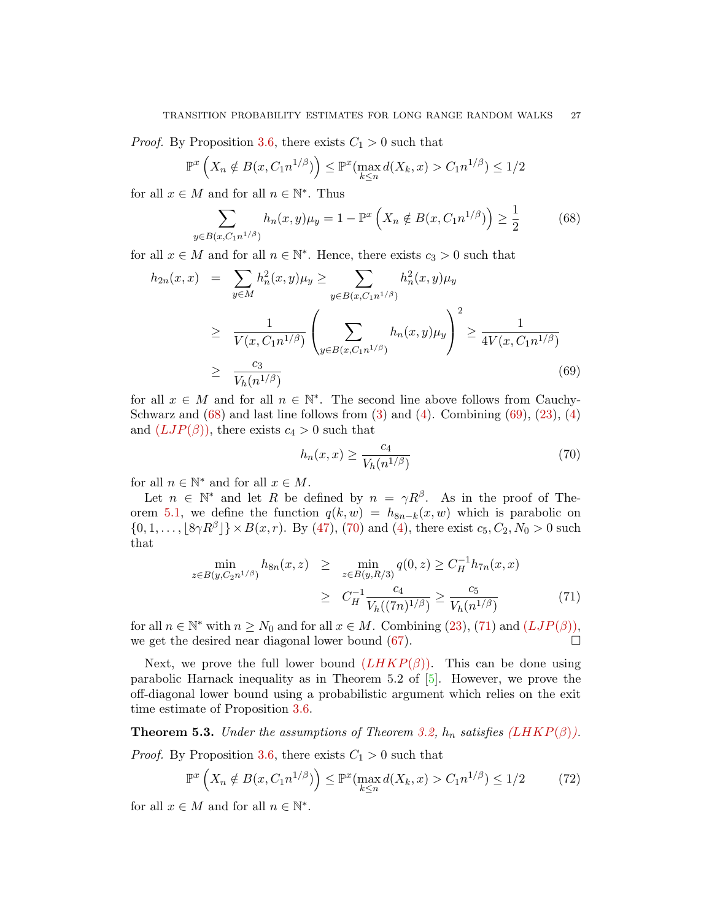*Proof.* By Proposition 3.6, there exists $C_1 > 0$ such that

$$\mathbb{P}^x\left(X_n \notin B(x, C_1 n^{1/\beta})\right) \le \mathbb{P}^x(\max_{k\le n} d(X_k, x) > C_1 n^{1/\beta}) \le 1/2$$

for all $x \in M$ and for all $n \in \mathbb{N}^*$. Thus

$$\sum_{y \in B(x, C_1 n^{1/\beta})} h_n(x,y)\mu_y = 1 - \mathbb{P}^x\left(X_n \notin B(x, C_1 n^{1/\beta})\right) \ge \frac{1}{2} \tag{68}$$

for all $x \in M$ and for all $n \in \mathbb{N}^*$. Hence, there exists $c_3 > 0$ such that

$$\begin{aligned}
h_{2n}(x,x) &= \sum_{y \in M} h_n^2(x,y)\mu_y \ge \sum_{y \in B(x, C_1 n^{1/\beta})} h_n^2(x,y)\mu_y \\
&\ge \frac{1}{V(x, C_1 n^{1/\beta})} \left( \sum_{y \in B(x, C_1 n^{1/\beta})} h_n(x,y)\mu_y \right)^2 \ge \frac{1}{4V(x, C_1 n^{1/\beta})} \\
&\ge \frac{c_3}{V_h(n^{1/\beta})}
\end{aligned} \tag{69}$$

for all $x \in M$ and for all $n \in \mathbb{N}^*$. The second line above follows from Cauchy-Schwarz and (68) and last line follows from (3) and (4). Combining (69), (23), (4) and $(LJP(\beta))$, there exists $c_4 > 0$ such that

$$h_n(x,x) \ge \frac{c_4}{V_h(n^{1/\beta})} \tag{70}$$

for all $n \in \mathbb{N}^*$ and for all $x \in M$.

Let $n \in \mathbb{N}^*$ and let $R$ be defined by $n = \gamma R^\beta$. As in the proof of Theorem 5.1, we define the function $q(k,w) = h_{8n-k}(x,w)$ which is parabolic on $\{0, 1, \ldots, \lfloor 8\gamma R^\beta \rfloor\} \times B(x,r)$. By (47), (70) and (4), there exist $c_5, C_2, N_0 > 0$ such that

$$\begin{aligned}
\min_{z \in B(y, C_2 n^{1/\beta})} h_{8n}(x,z) &\ge \min_{z \in B(y, R/3)} q(0,z) \ge C_H^{-1} h_{7n}(x,x) \\
&\ge C_H^{-1} \frac{c_4}{V_h((7n)^{1/\beta})} \ge \frac{c_5}{V_h(n^{1/\beta})}
\end{aligned} \tag{71}$$

for all $n \in \mathbb{N}^*$ with $n \ge N_0$ and for all $x \in M$. Combining (23), (71) and $(LJP(\beta))$, we get the desired near diagonal lower bound (67). $\square$

Next, we prove the full lower bound $(LHKP(\beta))$. This can be done using parabolic Harnack inequality as in Theorem 5.2 of [5]. However, we prove the off-diagonal lower bound using a probabilistic argument which relies on the exit time estimate of Proposition 3.6.

**Theorem 5.3.** *Under the assumptions of Theorem 3.2, $h_n$ satisfies $(LHKP(\beta))$.*

*Proof.* By Proposition 3.6, there exists $C_1 > 0$ such that

$$\mathbb{P}^x\left(X_n \notin B(x, C_1 n^{1/\beta})\right) \le \mathbb{P}^x(\max_{k\le n} d(X_k, x) > C_1 n^{1/\beta}) \le 1/2 \tag{72}$$

for all $x \in M$ and for all $n \in \mathbb{N}^*$.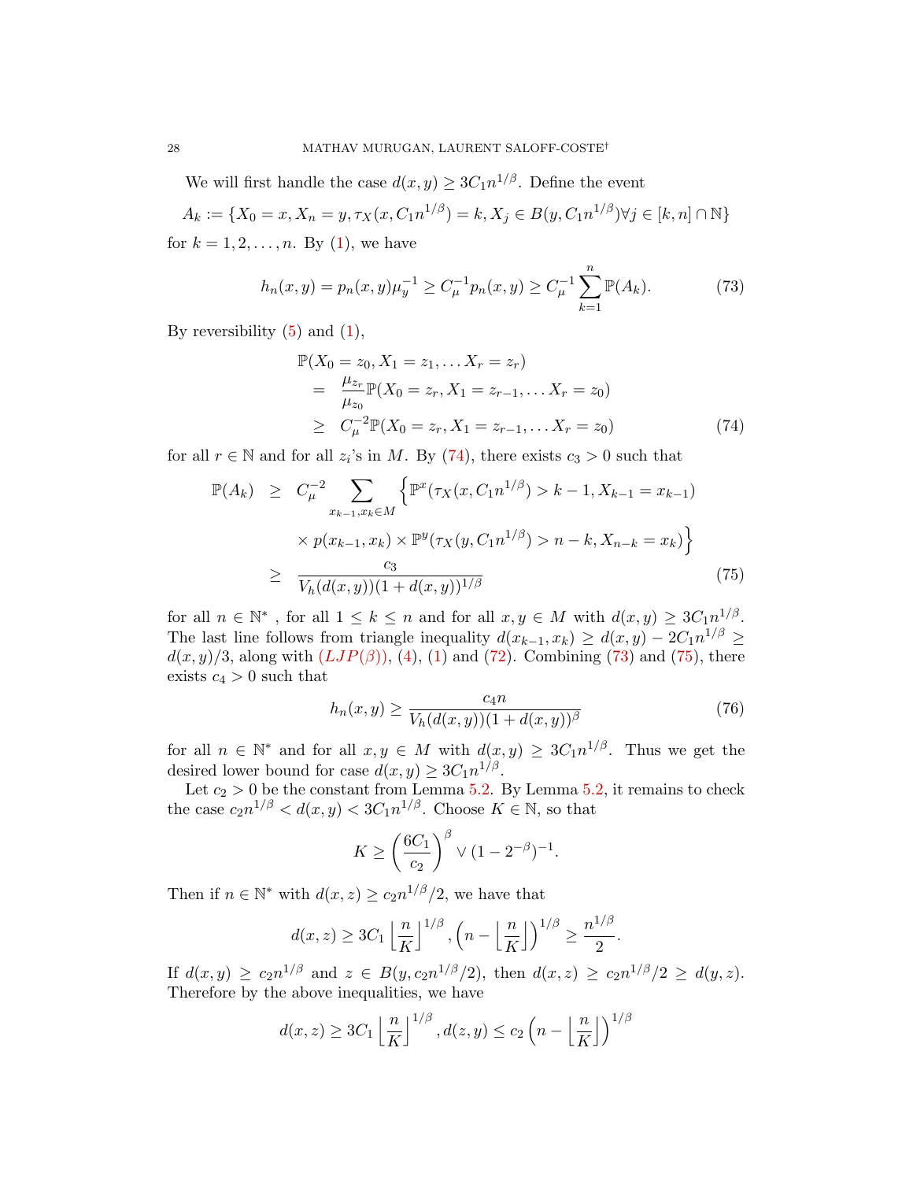We will first handle the case $d(x,y) \geq 3C_1 n^{1/\beta}$. Define the event

$$A_k := \{X_0 = x, X_n = y, \tau_X(x, C_1 n^{1/\beta}) = k, X_j \in B(y, C_1 n^{1/\beta}) \forall j \in [k,n] \cap \mathbb{N}\}$$

for $k = 1, 2, \ldots, n$. By (1), we have

$$h_n(x,y) = p_n(x,y)\mu_y^{-1} \geq C_\mu^{-1} p_n(x,y) \geq C_\mu^{-1} \sum_{k=1}^{n} \mathbb{P}(A_k). \tag{73}$$

By reversibility (5) and (1),

$$\begin{aligned}
&\mathbb{P}(X_0 = z_0, X_1 = z_1, \ldots X_r = z_r) \\
&= \frac{\mu_{z_r}}{\mu_{z_0}} \mathbb{P}(X_0 = z_r, X_1 = z_{r-1}, \ldots X_r = z_0) \\
&\geq C_\mu^{-2} \mathbb{P}(X_0 = z_r, X_1 = z_{r-1}, \ldots X_r = z_0)
\end{aligned} \tag{74}$$

for all $r \in \mathbb{N}$ and for all $z_i$'s in $M$. By (74), there exists $c_3 > 0$ such that

$$\begin{aligned}
\mathbb{P}(A_k) &\geq C_\mu^{-2} \sum_{x_{k-1}, x_k \in M} \Big\{ \mathbb{P}^x(\tau_X(x, C_1 n^{1/\beta}) > k-1, X_{k-1} = x_{k-1}) \\
&\quad \times p(x_{k-1}, x_k) \times \mathbb{P}^y(\tau_X(y, C_1 n^{1/\beta}) > n-k, X_{n-k} = x_k) \Big\} \\
&\geq \frac{c_3}{V_h(d(x,y))(1 + d(x,y))^{1/\beta}}
\end{aligned} \tag{75}$$

for all $n \in \mathbb{N}^*$, for all $1 \leq k \leq n$ and for all $x, y \in M$ with $d(x,y) \geq 3C_1 n^{1/\beta}$. The last line follows from triangle inequality $d(x_{k-1}, x_k) \geq d(x,y) - 2C_1 n^{1/\beta} \geq d(x,y)/3$, along with $(LJP(\beta))$, (4), (1) and (72). Combining (73) and (75), there exists $c_4 > 0$ such that

$$h_n(x,y) \geq \frac{c_4 n}{V_h(d(x,y))(1 + d(x,y))^{\beta}} \tag{76}$$

for all $n \in \mathbb{N}^*$ and for all $x, y \in M$ with $d(x,y) \geq 3C_1 n^{1/\beta}$. Thus we get the desired lower bound for case $d(x,y) \geq 3C_1 n^{1/\beta}$.

Let $c_2 > 0$ be the constant from Lemma 5.2. By Lemma 5.2, it remains to check the case $c_2 n^{1/\beta} < d(x,y) < 3C_1 n^{1/\beta}$. Choose $K \in \mathbb{N}$, so that

$$K \geq \left(\frac{6C_1}{c_2}\right)^{\beta} \vee (1 - 2^{-\beta})^{-1}.$$

Then if $n \in \mathbb{N}^*$ with $d(x,z) \geq c_2 n^{1/\beta}/2$, we have that

$$d(x,z) \geq 3C_1 \left\lfloor \frac{n}{K} \right\rfloor^{1/\beta}, \left(n - \left\lfloor \frac{n}{K} \right\rfloor\right)^{1/\beta} \geq \frac{n^{1/\beta}}{2}.$$

If $d(x,y) \geq c_2 n^{1/\beta}$ and $z \in B(y, c_2 n^{1/\beta}/2)$, then $d(x,z) \geq c_2 n^{1/\beta}/2 \geq d(y,z)$. Therefore by the above inequalities, we have

$$d(x,z) \geq 3C_1 \left\lfloor \frac{n}{K} \right\rfloor^{1/\beta}, d(z,y) \leq c_2 \left(n - \left\lfloor \frac{n}{K} \right\rfloor\right)^{1/\beta}$$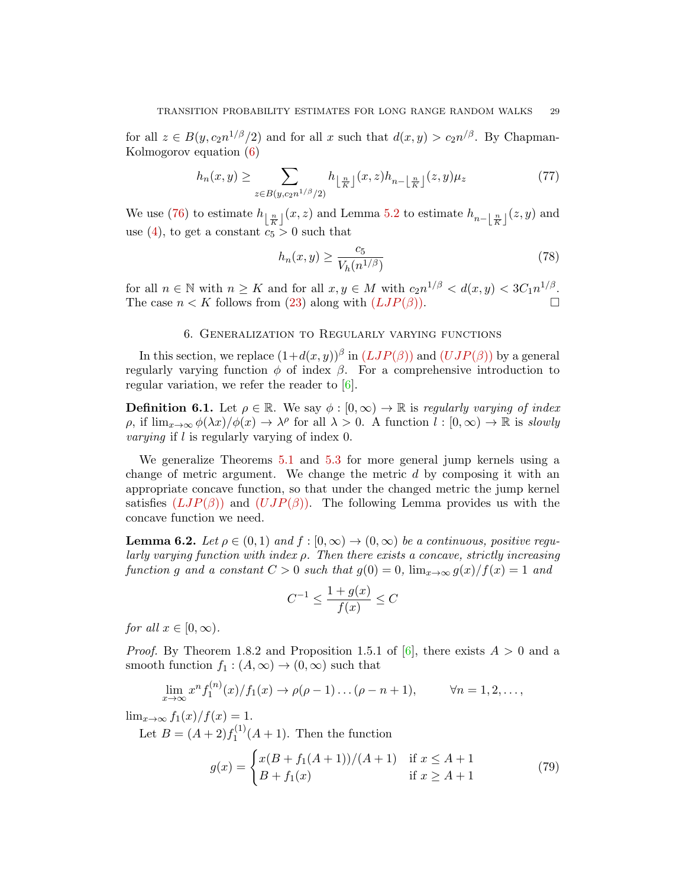for all $z \in B(y, c_2 n^{1/\beta}/2)$ and for all $x$ such that $d(x,y) > c_2 n^{/\beta}$. By Chapman-Kolmogorov equation (6)

$$h_n(x,y) \geq \sum_{z \in B(y, c_2 n^{1/\beta}/2)} h_{\lfloor \frac{n}{K} \rfloor}(x,z) h_{n - \lfloor \frac{n}{K} \rfloor}(z,y) \mu_z \tag{77}$$

We use (76) to estimate $h_{\lfloor \frac{n}{K} \rfloor}(x,z)$ and Lemma 5.2 to estimate $h_{n - \lfloor \frac{n}{K} \rfloor}(z,y)$ and use (4), to get a constant $c_5 > 0$ such that

$$h_n(x,y) \geq \frac{c_5}{V_h(n^{1/\beta})} \tag{78}$$

for all $n \in \mathbb{N}$ with $n \geq K$ and for all $x, y \in M$ with $c_2 n^{1/\beta} < d(x,y) < 3C_1 n^{1/\beta}$. The case $n < K$ follows from (23) along with ($LJP(\beta)$). $\square$

## 6. Generalization to Regularly varying functions

In this section, we replace $(1+d(x,y))^\beta$ in ($LJP(\beta)$) and ($UJP(\beta)$) by a general regularly varying function $\phi$ of index $\beta$. For a comprehensive introduction to regular variation, we refer the reader to [6].

**Definition 6.1.** Let $\rho \in \mathbb{R}$. We say $\phi : [0,\infty) \to \mathbb{R}$ is *regularly varying of index* $\rho$, if $\lim_{x\to\infty} \phi(\lambda x)/\phi(x) \to \lambda^\rho$ for all $\lambda > 0$. A function $l : [0,\infty) \to \mathbb{R}$ is *slowly varying* if $l$ is regularly varying of index 0.

We generalize Theorems 5.1 and 5.3 for more general jump kernels using a change of metric argument. We change the metric $d$ by composing it with an appropriate concave function, so that under the changed metric the jump kernel satisfies ($LJP(\beta)$) and ($UJP(\beta)$). The following Lemma provides us with the concave function we need.

**Lemma 6.2.** *Let $\rho \in (0,1)$ and $f : [0,\infty) \to (0,\infty)$ be a continuous, positive regularly varying function with index $\rho$. Then there exists a concave, strictly increasing function $g$ and a constant $C > 0$ such that $g(0) = 0$, $\lim_{x\to\infty} g(x)/f(x) = 1$ and*

$$C^{-1} \leq \frac{1 + g(x)}{f(x)} \leq C$$

*for all $x \in [0,\infty)$.*

*Proof.* By Theorem 1.8.2 and Proposition 1.5.1 of [6], there exists $A > 0$ and a smooth function $f_1 : (A,\infty) \to (0,\infty)$ such that

$$\lim_{x\to\infty} x^n f_1^{(n)}(x)/f_1(x) \to \rho(\rho-1)\ldots(\rho-n+1), \qquad \forall n = 1,2,\ldots,$$

$\lim_{x\to\infty} f_1(x)/f(x) = 1$.

Let $B = (A+2) f_1^{(1)}(A+1)$. Then the function

$$g(x) = \begin{cases} x(B + f_1(A+1))/(A+1) & \text{if } x \leq A+1 \\ B + f_1(x) & \text{if } x \geq A+1 \end{cases} \tag{79}$$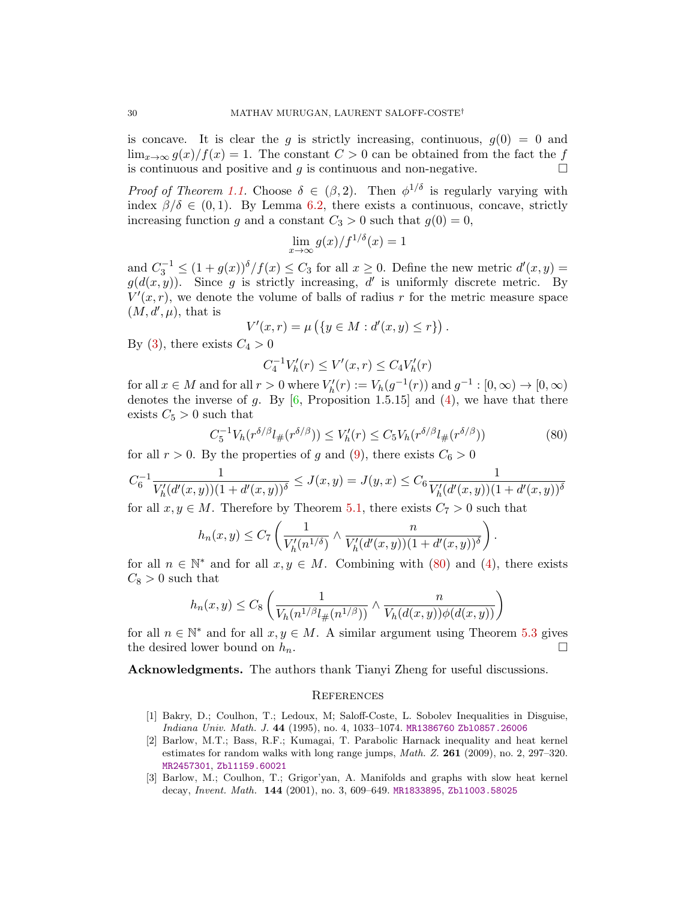is concave. It is clear the $g$ is strictly increasing, continuous, $g(0) = 0$ and $\lim_{x\to\infty} g(x)/f(x) = 1$. The constant $C > 0$ can be obtained from the fact the $f$ is continuous and positive and $g$ is continuous and non-negative. ☐

*Proof of Theorem 1.1.* Choose $\delta \in (\beta, 2)$. Then $\phi^{1/\delta}$ is regularly varying with index $\beta/\delta \in (0,1)$. By Lemma 6.2, there exists a continuous, concave, strictly increasing function $g$ and a constant $C_3 > 0$ such that $g(0) = 0$,

$$\lim_{x\to\infty} g(x)/f^{1/\delta}(x) = 1$$

and $C_3^{-1} \le (1+g(x))^\delta / f(x) \le C_3$ for all $x \ge 0$. Define the new metric $d'(x,y) = g(d(x,y))$. Since $g$ is strictly increasing, $d'$ is uniformly discrete metric. By $V'(x,r)$, we denote the volume of balls of radius $r$ for the metric measure space $(M, d', \mu)$, that is

$$V'(x,r) = \mu\left(\{y \in M : d'(x,y) \le r\}\right).$$

By (3), there exists $C_4 > 0$

$$C_4^{-1} V_h'(r) \le V'(x,r) \le C_4 V_h'(r)$$

for all $x \in M$ and for all $r > 0$ where $V_h'(r) := V_h(g^{-1}(r))$ and $g^{-1} : [0,\infty) \to [0,\infty)$ denotes the inverse of $g$. By [6, Proposition 1.5.15] and (4), we have that there exists $C_5 > 0$ such that

$$C_5^{-1} V_h(r^{\delta/\beta} l_\#(r^{\delta/\beta})) \le V_h'(r) \le C_5 V_h(r^{\delta/\beta} l_\#(r^{\delta/\beta})) \tag{80}$$

for all $r > 0$. By the properties of $g$ and (9), there exists $C_6 > 0$

$$C_6^{-1} \frac{1}{V_h'(d'(x,y))(1+d'(x,y))^\delta} \le J(x,y) = J(y,x) \le C_6 \frac{1}{V_h'(d'(x,y))(1+d'(x,y))^\delta}$$

for all $x, y \in M$. Therefore by Theorem 5.1, there exists $C_7 > 0$ such that

$$h_n(x,y) \le C_7 \left( \frac{1}{V_h'(n^{1/\delta})} \wedge \frac{n}{V_h'(d'(x,y))(1+d'(x,y))^\delta} \right).$$

for all $n \in \mathbb{N}^*$ and for all $x, y \in M$. Combining with (80) and (4), there exists $C_8 > 0$ such that

$$h_n(x,y) \le C_8 \left( \frac{1}{V_h(n^{1/\beta} l_\#(n^{1/\beta}))} \wedge \frac{n}{V_h(d(x,y))\phi(d(x,y))} \right)$$

for all $n \in \mathbb{N}^*$ and for all $x, y \in M$. A similar argument using Theorem 5.3 gives the desired lower bound on $h_n$. ☐

**Acknowledgments.** The authors thank Tianyi Zheng for useful discussions.

## References

[1] Bakry, D.; Coulhon, T.; Ledoux, M; Saloff-Coste, L. Sobolev Inequalities in Disguise, *Indiana Univ. Math. J.* **44** (1995), no. 4, 1033–1074. MR1386760 Zbl0857.26006

[2] Barlow, M.T.; Bass, R.F.; Kumagai, T. Parabolic Harnack inequality and heat kernel estimates for random walks with long range jumps, *Math. Z.* **261** (2009), no. 2, 297–320. MR2457301, Zbl1159.60021

[3] Barlow, M.; Coulhon, T.; Grigor'yan, A. Manifolds and graphs with slow heat kernel decay, *Invent. Math.* **144** (2001), no. 3, 609–649. MR1833895, Zbl1003.58025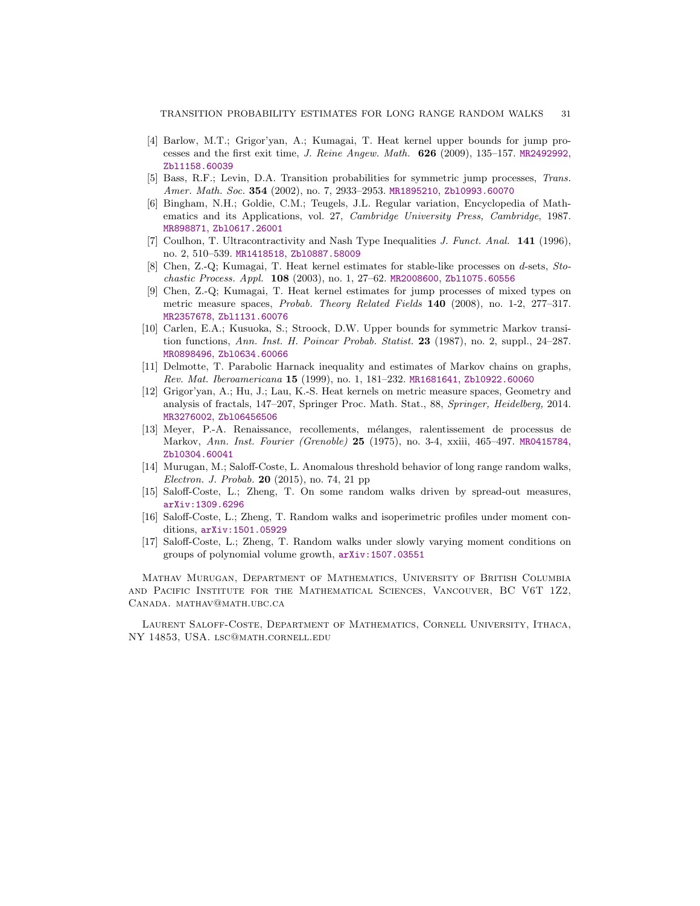[4] Barlow, M.T.; Grigor'yan, A.; Kumagai, T. Heat kernel upper bounds for jump processes and the first exit time, *J. Reine Angew. Math.* **626** (2009), 135–157. MR2492992, Zbl1158.60039

[5] Bass, R.F.; Levin, D.A. Transition probabilities for symmetric jump processes, *Trans. Amer. Math. Soc.* **354** (2002), no. 7, 2933–2953. MR1895210, Zbl0993.60070

[6] Bingham, N.H.; Goldie, C.M.; Teugels, J.L. Regular variation, Encyclopedia of Mathematics and its Applications, vol. 27, *Cambridge University Press, Cambridge*, 1987. MR898871, Zbl0617.26001

[7] Coulhon, T. Ultracontractivity and Nash Type Inequalities *J. Funct. Anal.* **141** (1996), no. 2, 510–539. MR1418518, Zbl0887.58009

[8] Chen, Z.-Q; Kumagai, T. Heat kernel estimates for stable-like processes on $d$-sets, *Stochastic Process. Appl.* **108** (2003), no. 1, 27–62. MR2008600, Zbl1075.60556

[9] Chen, Z.-Q; Kumagai, T. Heat kernel estimates for jump processes of mixed types on metric measure spaces, *Probab. Theory Related Fields* **140** (2008), no. 1-2, 277–317. MR2357678, Zbl1131.60076

[10] Carlen, E.A.; Kusuoka, S.; Stroock, D.W. Upper bounds for symmetric Markov transition functions, *Ann. Inst. H. Poincar Probab. Statist.* **23** (1987), no. 2, suppl., 24–287. MR0898496, Zbl0634.60066

[11] Delmotte, T. Parabolic Harnack inequality and estimates of Markov chains on graphs, *Rev. Mat. Iberoamericana* **15** (1999), no. 1, 181–232. MR1681641, Zbl0922.60060

[12] Grigor'yan, A.; Hu, J.; Lau, K.-S. Heat kernels on metric measure spaces, Geometry and analysis of fractals, 147–207, Springer Proc. Math. Stat., 88, *Springer, Heidelberg,* 2014. MR3276002, Zbl06456506

[13] Meyer, P.-A. Renaissance, recollements, mélanges, ralentissement de processus de Markov, *Ann. Inst. Fourier (Grenoble)* **25** (1975), no. 3-4, xxiii, 465–497. MR0415784, Zbl0304.60041

[14] Murugan, M.; Saloff-Coste, L. Anomalous threshold behavior of long range random walks, *Electron. J. Probab.* **20** (2015), no. 74, 21 pp

[15] Saloff-Coste, L.; Zheng, T. On some random walks driven by spread-out measures, arXiv:1309.6296

[16] Saloff-Coste, L.; Zheng, T. Random walks and isoperimetric profiles under moment conditions, arXiv:1501.05929

[17] Saloff-Coste, L.; Zheng, T. Random walks under slowly varying moment conditions on groups of polynomial volume growth, arXiv:1507.03551

Mathav Murugan, Department of Mathematics, University of British Columbia and Pacific Institute for the Mathematical Sciences, Vancouver, BC V6T 1Z2, Canada. mathav@math.ubc.ca

Laurent Saloff-Coste, Department of Mathematics, Cornell University, Ithaca, NY 14853, USA. lsc@math.cornell.edu